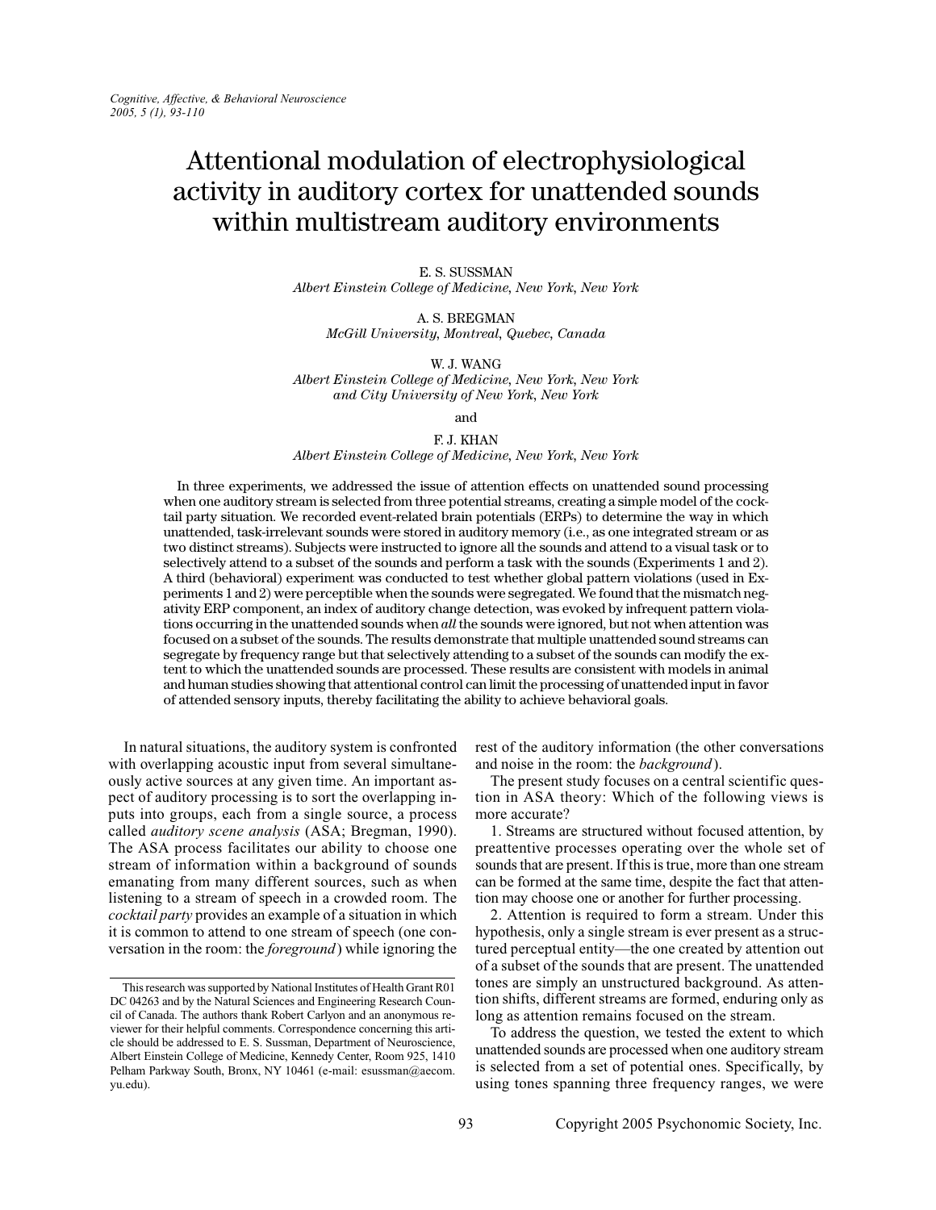# Attentional modulation of electrophysiological activity in auditory cortex for unattended sounds within multistream auditory environments

E. S. SUSSMAN
*Albert Einstein College of Medicine, New York, New York*

A. S. BREGMAN
*McGill University, Montreal, Quebec, Canada*

W. J. WANG
*Albert Einstein College of Medicine, New York, New York and City University of New York, New York*

and

F. J. KHAN
*Albert Einstein College of Medicine, New York, New York*

In three experiments, we addressed the issue of attention effects on unattended sound processing when one auditory stream is selected from three potential streams, creating a simple model of the cocktail party situation. We recorded event-related brain potentials (ERPs) to determine the way in which unattended, task-irrelevant sounds were stored in auditory memory (i.e., as one integrated stream or as two distinct streams). Subjects were instructed to ignore all the sounds and attend to a visual task or to selectively attend to a subset of the sounds and perform a task with the sounds (Experiments 1 and 2). A third (behavioral) experiment was conducted to test whether global pattern violations (used in Experiments 1 and 2) were perceptible when the sounds were segregated. We found that the mismatch negativity ERP component, an index of auditory change detection, was evoked by infrequent pattern violations occurring in the unattended sounds when *all* the sounds were ignored, but not when attention was focused on a subset of the sounds. The results demonstrate that multiple unattended sound streams can segregate by frequency range but that selectively attending to a subset of the sounds can modify the extent to which the unattended sounds are processed. These results are consistent with models in animal and human studies showing that attentional control can limit the processing of unattended input in favor of attended sensory inputs, thereby facilitating the ability to achieve behavioral goals.

In natural situations, the auditory system is confronted with overlapping acoustic input from several simultaneously active sources at any given time. An important aspect of auditory processing is to sort the overlapping inputs into groups, each from a single source, a process called *auditory scene analysis* (ASA; Bregman, 1990). The ASA process facilitates our ability to choose one stream of information within a background of sounds emanating from many different sources, such as when listening to a stream of speech in a crowded room. The *cocktail party* provides an example of a situation in which it is common to attend to one stream of speech (one conversation in the room: the *foreground*) while ignoring the rest of the auditory information (the other conversations and noise in the room: the *background*).

The present study focuses on a central scientific question in ASA theory: Which of the following views is more accurate?

1. Streams are structured without focused attention, by preattentive processes operating over the whole set of sounds that are present. If this is true, more than one stream can be formed at the same time, despite the fact that attention may choose one or another for further processing.

2. Attention is required to form a stream. Under this hypothesis, only a single stream is ever present as a structured perceptual entity—the one created by attention out of a subset of the sounds that are present. The unattended tones are simply an unstructured background. As attention shifts, different streams are formed, enduring only as long as attention remains focused on the stream.

To address the question, we tested the extent to which unattended sounds are processed when one auditory stream is selected from a set of potential ones. Specifically, by using tones spanning three frequency ranges, we were

This research was supported by National Institutes of Health Grant R01 DC 04263 and by the Natural Sciences and Engineering Research Council of Canada. The authors thank Robert Carlyon and an anonymous reviewer for their helpful comments. Correspondence concerning this article should be addressed to E. S. Sussman, Department of Neuroscience, Albert Einstein College of Medicine, Kennedy Center, Room 925, 1410 Pelham Parkway South, Bronx, NY 10461 (e-mail: esussman@aecom.yu.edu).

Copyright 2005 Psychonomic Society, Inc.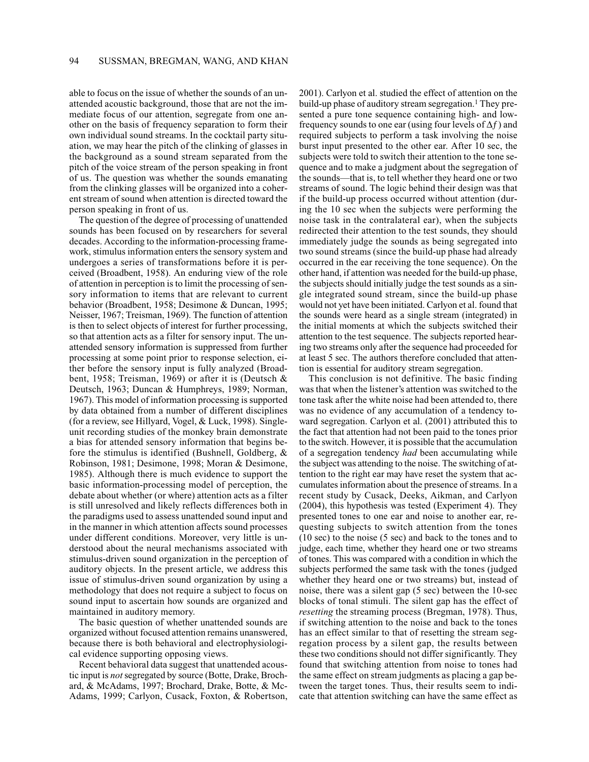able to focus on the issue of whether the sounds of an unattended acoustic background, those that are not the immediate focus of our attention, segregate from one another on the basis of frequency separation to form their own individual sound streams. In the cocktail party situation, we may hear the pitch of the clinking of glasses in the background as a sound stream separated from the pitch of the voice stream of the person speaking in front of us. The question was whether the sounds emanating from the clinking glasses will be organized into a coherent stream of sound when attention is directed toward the person speaking in front of us.

The question of the degree of processing of unattended sounds has been focused on by researchers for several decades. According to the information-processing framework, stimulus information enters the sensory system and undergoes a series of transformations before it is perceived (Broadbent, 1958). An enduring view of the role of attention in perception is to limit the processing of sensory information to items that are relevant to current behavior (Broadbent, 1958; Desimone & Duncan, 1995; Neisser, 1967; Treisman, 1969). The function of attention is then to select objects of interest for further processing, so that attention acts as a filter for sensory input. The unattended sensory information is suppressed from further processing at some point prior to response selection, either before the sensory input is fully analyzed (Broadbent, 1958; Treisman, 1969) or after it is (Deutsch & Deutsch, 1963; Duncan & Humphreys, 1989; Norman, 1967). This model of information processing is supported by data obtained from a number of different disciplines (for a review, see Hillyard, Vogel, & Luck, 1998). Single-unit recording studies of the monkey brain demonstrate a bias for attended sensory information that begins before the stimulus is identified (Bushnell, Goldberg, & Robinson, 1981; Desimone, 1998; Moran & Desimone, 1985). Although there is much evidence to support the basic information-processing model of perception, the debate about whether (or where) attention acts as a filter is still unresolved and likely reflects differences both in the paradigms used to assess unattended sound input and in the manner in which attention affects sound processes under different conditions. Moreover, very little is understood about the neural mechanisms associated with stimulus-driven sound organization in the perception of auditory objects. In the present article, we address this issue of stimulus-driven sound organization by using a methodology that does not require a subject to focus on sound input to ascertain how sounds are organized and maintained in auditory memory.

The basic question of whether unattended sounds are organized without focused attention remains unanswered, because there is both behavioral and electrophysiological evidence supporting opposing views.

Recent behavioral data suggest that unattended acoustic input is *not* segregated by source (Botte, Drake, Brochard, & McAdams, 1997; Brochard, Drake, Botte, & McAdams, 1999; Carlyon, Cusack, Foxton, & Robertson, 2001). Carlyon et al. studied the effect of attention on the build-up phase of auditory stream segregation.[1] They presented a pure tone sequence containing high- and low-frequency sounds to one ear (using four levels of $\Delta f$) and required subjects to perform a task involving the noise burst input presented to the other ear. After 10 sec, the subjects were told to switch their attention to the tone sequence and to make a judgment about the segregation of the sounds—that is, to tell whether they heard one or two streams of sound. The logic behind their design was that if the build-up process occurred without attention (during the 10 sec when the subjects were performing the noise task in the contralateral ear), when the subjects redirected their attention to the test sounds, they should immediately judge the sounds as being segregated into two sound streams (since the build-up phase had already occurred in the ear receiving the tone sequence). On the other hand, if attention was needed for the build-up phase, the subjects should initially judge the test sounds as a single integrated sound stream, since the build-up phase would not yet have been initiated. Carlyon et al. found that the sounds were heard as a single stream (integrated) in the initial moments at which the subjects switched their attention to the test sequence. The subjects reported hearing two streams only after the sequence had proceeded for at least 5 sec. The authors therefore concluded that attention is essential for auditory stream segregation.

This conclusion is not definitive. The basic finding was that when the listener's attention was switched to the tone task after the white noise had been attended to, there was no evidence of any accumulation of a tendency toward segregation. Carlyon et al. (2001) attributed this to the fact that attention had not been paid to the tones prior to the switch. However, it is possible that the accumulation of a segregation tendency *had* been accumulating while the subject was attending to the noise. The switching of attention to the right ear may have reset the system that accumulates information about the presence of streams. In a recent study by Cusack, Deeks, Aikman, and Carlyon (2004), this hypothesis was tested (Experiment 4). They presented tones to one ear and noise to another ear, requesting subjects to switch attention from the tones (10 sec) to the noise (5 sec) and back to the tones and to judge, each time, whether they heard one or two streams of tones. This was compared with a condition in which the subjects performed the same task with the tones (judged whether they heard one or two streams) but, instead of noise, there was a silent gap (5 sec) between the 10-sec blocks of tonal stimuli. The silent gap has the effect of *resetting* the streaming process (Bregman, 1978). Thus, if switching attention to the noise and back to the tones has an effect similar to that of resetting the stream segregation process by a silent gap, the results between these two conditions should not differ significantly. They found that switching attention from noise to tones had the same effect on stream judgments as placing a gap between the target tones. Thus, their results seem to indicate that attention switching can have the same effect as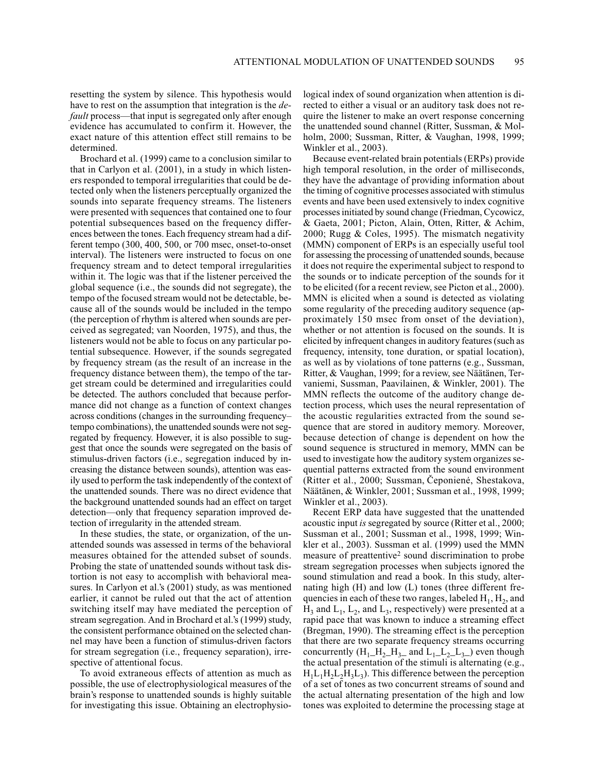resetting the system by silence. This hypothesis would have to rest on the assumption that integration is the *default* process—that input is segregated only after enough evidence has accumulated to confirm it. However, the exact nature of this attention effect still remains to be determined.

Brochard et al. (1999) came to a conclusion similar to that in Carlyon et al. (2001), in a study in which listeners responded to temporal irregularities that could be detected only when the listeners perceptually organized the sounds into separate frequency streams. The listeners were presented with sequences that contained one to four potential subsequences based on the frequency differences between the tones. Each frequency stream had a different tempo (300, 400, 500, or 700 msec, onset-to-onset interval). The listeners were instructed to focus on one frequency stream and to detect temporal irregularities within it. The logic was that if the listener perceived the global sequence (i.e., the sounds did not segregate), the tempo of the focused stream would not be detectable, because all of the sounds would be included in the tempo (the perception of rhythm is altered when sounds are perceived as segregated; van Noorden, 1975), and thus, the listeners would not be able to focus on any particular potential subsequence. However, if the sounds segregated by frequency stream (as the result of an increase in the frequency distance between them), the tempo of the target stream could be determined and irregularities could be detected. The authors concluded that because performance did not change as a function of context changes across conditions (changes in the surrounding frequency–tempo combinations), the unattended sounds were not segregated by frequency. However, it is also possible to suggest that once the sounds were segregated on the basis of stimulus-driven factors (i.e., segregation induced by increasing the distance between sounds), attention was easily used to perform the task independently of the context of the unattended sounds. There was no direct evidence that the background unattended sounds had an effect on target detection—only that frequency separation improved detection of irregularity in the attended stream.

In these studies, the state, or organization, of the unattended sounds was assessed in terms of the behavioral measures obtained for the attended subset of sounds. Probing the state of unattended sounds without task distortion is not easy to accomplish with behavioral measures. In Carlyon et al.'s (2001) study, as was mentioned earlier, it cannot be ruled out that the act of attention switching itself may have mediated the perception of stream segregation. And in Brochard et al.'s (1999) study, the consistent performance obtained on the selected channel may have been a function of stimulus-driven factors for stream segregation (i.e., frequency separation), irrespective of attentional focus.

To avoid extraneous effects of attention as much as possible, the use of electrophysiological measures of the brain's response to unattended sounds is highly suitable for investigating this issue. Obtaining an electrophysiological index of sound organization when attention is directed to either a visual or an auditory task does not require the listener to make an overt response concerning the unattended sound channel (Ritter, Sussman, & Molholm, 2000; Sussman, Ritter, & Vaughan, 1998, 1999; Winkler et al., 2003).

Because event-related brain potentials (ERPs) provide high temporal resolution, in the order of milliseconds, they have the advantage of providing information about the timing of cognitive processes associated with stimulus events and have been used extensively to index cognitive processes initiated by sound change (Friedman, Cycowicz, & Gaeta, 2001; Picton, Alain, Otten, Ritter, & Achim, 2000; Rugg & Coles, 1995). The mismatch negativity (MMN) component of ERPs is an especially useful tool for assessing the processing of unattended sounds, because it does not require the experimental subject to respond to the sounds or to indicate perception of the sounds for it to be elicited (for a recent review, see Picton et al., 2000). MMN is elicited when a sound is detected as violating some regularity of the preceding auditory sequence (approximately 150 msec from onset of the deviation), whether or not attention is focused on the sounds. It is elicited by infrequent changes in auditory features (such as frequency, intensity, tone duration, or spatial location), as well as by violations of tone patterns (e.g., Sussman, Ritter, & Vaughan, 1999; for a review, see Näätänen, Tervaniemi, Sussman, Paavilainen, & Winkler, 2001). The MMN reflects the outcome of the auditory change detection process, which uses the neural representation of the acoustic regularities extracted from the sound sequence that are stored in auditory memory. Moreover, because detection of change is dependent on how the sound sequence is structured in memory, MMN can be used to investigate how the auditory system organizes sequential patterns extracted from the sound environment (Ritter et al., 2000; Sussman, Čeponienė, Shestakova, Näätänen, & Winkler, 2001; Sussman et al., 1998, 1999; Winkler et al., 2003).

Recent ERP data have suggested that the unattended acoustic input *is* segregated by source (Ritter et al., 2000; Sussman et al., 2001; Sussman et al., 1998, 1999; Winkler et al., 2003). Sussman et al. (1999) used the MMN measure of preattentive[2] sound discrimination to probe stream segregation processes when subjects ignored the sound stimulation and read a book. In this study, alternating high (H) and low (L) tones (three different frequencies in each of these two ranges, labeled $H_1$, $H_2$, and $H_3$ and $L_1$, $L_2$, and $L_3$, respectively) were presented at a rapid pace that was known to induce a streaming effect (Bregman, 1990). The streaming effect is the perception that there are two separate frequency streams occurring concurrently ($H_1\_H_2\_H_3\_$ and $L_1\_L_2\_L_3\_$) even though the actual presentation of the stimuli is alternating (e.g., $H_1L_1H_2L_2H_3L_3$). This difference between the perception of a set of tones as two concurrent streams of sound and the actual alternating presentation of the high and low tones was exploited to determine the processing stage at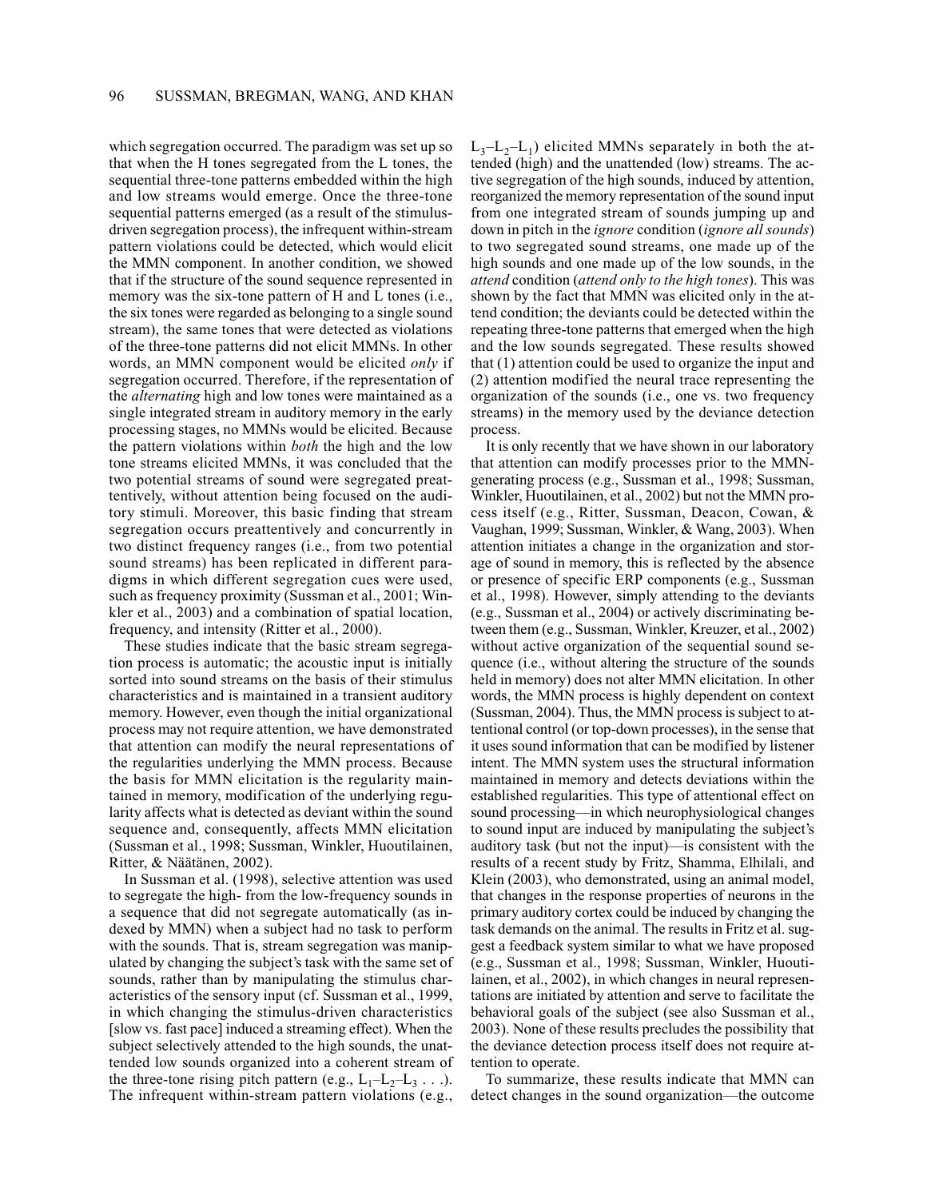which segregation occurred. The paradigm was set up so that when the H tones segregated from the L tones, the sequential three-tone patterns embedded within the high and low streams would emerge. Once the three-tone sequential patterns emerged (as a result of the stimulus-driven segregation process), the infrequent within-stream pattern violations could be detected, which would elicit the MMN component. In another condition, we showed that if the structure of the sound sequence represented in memory was the six-tone pattern of H and L tones (i.e., the six tones were regarded as belonging to a single sound stream), the same tones that were detected as violations of the three-tone patterns did not elicit MMNs. In other words, an MMN component would be elicited *only* if segregation occurred. Therefore, if the representation of the *alternating* high and low tones were maintained as a single integrated stream in auditory memory in the early processing stages, no MMNs would be elicited. Because the pattern violations within *both* the high and the low tone streams elicited MMNs, it was concluded that the two potential streams of sound were segregated preattentively, without attention being focused on the auditory stimuli. Moreover, this basic finding that stream segregation occurs preattentively and concurrently in two distinct frequency ranges (i.e., from two potential sound streams) has been replicated in different paradigms in which different segregation cues were used, such as frequency proximity (Sussman et al., 2001; Winkler et al., 2003) and a combination of spatial location, frequency, and intensity (Ritter et al., 2000).

These studies indicate that the basic stream segregation process is automatic; the acoustic input is initially sorted into sound streams on the basis of their stimulus characteristics and is maintained in a transient auditory memory. However, even though the initial organizational process may not require attention, we have demonstrated that attention can modify the neural representations of the regularities underlying the MMN process. Because the basis for MMN elicitation is the regularity maintained in memory, modification of the underlying regularity affects what is detected as deviant within the sound sequence and, consequently, affects MMN elicitation (Sussman et al., 1998; Sussman, Winkler, Huoutilainen, Ritter, & Näätänen, 2002).

In Sussman et al. (1998), selective attention was used to segregate the high- from the low-frequency sounds in a sequence that did not segregate automatically (as indexed by MMN) when a subject had no task to perform with the sounds. That is, stream segregation was manipulated by changing the subject's task with the same set of sounds, rather than by manipulating the stimulus characteristics of the sensory input (cf. Sussman et al., 1999, in which changing the stimulus-driven characteristics [slow vs. fast pace] induced a streaming effect). When the subject selectively attended to the high sounds, the unattended low sounds organized into a coherent stream of the three-tone rising pitch pattern (e.g., $L_1$–$L_2$–$L_3$ . . .). The infrequent within-stream pattern violations (e.g., $L_3$–$L_2$–$L_1$) elicited MMNs separately in both the attended (high) and the unattended (low) streams. The active segregation of the high sounds, induced by attention, reorganized the memory representation of the sound input from one integrated stream of sounds jumping up and down in pitch in the *ignore* condition (*ignore all sounds*) to two segregated sound streams, one made up of the high sounds and one made up of the low sounds, in the *attend* condition (*attend only to the high tones*). This was shown by the fact that MMN was elicited only in the attend condition; the deviants could be detected within the repeating three-tone patterns that emerged when the high and the low sounds segregated. These results showed that (1) attention could be used to organize the input and (2) attention modified the neural trace representing the organization of the sounds (i.e., one vs. two frequency streams) in the memory used by the deviance detection process.

It is only recently that we have shown in our laboratory that attention can modify processes prior to the MMN-generating process (e.g., Sussman et al., 1998; Sussman, Winkler, Huoutilainen, et al., 2002) but not the MMN process itself (e.g., Ritter, Sussman, Deacon, Cowan, & Vaughan, 1999; Sussman, Winkler, & Wang, 2003). When attention initiates a change in the organization and storage of sound in memory, this is reflected by the absence or presence of specific ERP components (e.g., Sussman et al., 1998). However, simply attending to the deviants (e.g., Sussman et al., 2004) or actively discriminating between them (e.g., Sussman, Winkler, Kreuzer, et al., 2002) without active organization of the sequential sound sequence (i.e., without altering the structure of the sounds held in memory) does not alter MMN elicitation. In other words, the MMN process is highly dependent on context (Sussman, 2004). Thus, the MMN process is subject to attentional control (or top-down processes), in the sense that it uses sound information that can be modified by listener intent. The MMN system uses the structural information maintained in memory and detects deviations within the established regularities. This type of attentional effect on sound processing—in which neurophysiological changes to sound input are induced by manipulating the subject's auditory task (but not the input)—is consistent with the results of a recent study by Fritz, Shamma, Elhilali, and Klein (2003), who demonstrated, using an animal model, that changes in the response properties of neurons in the primary auditory cortex could be induced by changing the task demands on the animal. The results in Fritz et al. suggest a feedback system similar to what we have proposed (e.g., Sussman et al., 1998; Sussman, Winkler, Huoutilainen, et al., 2002), in which changes in neural representations are initiated by attention and serve to facilitate the behavioral goals of the subject (see also Sussman et al., 2003). None of these results precludes the possibility that the deviance detection process itself does not require attention to operate.

To summarize, these results indicate that MMN can detect changes in the sound organization—the outcome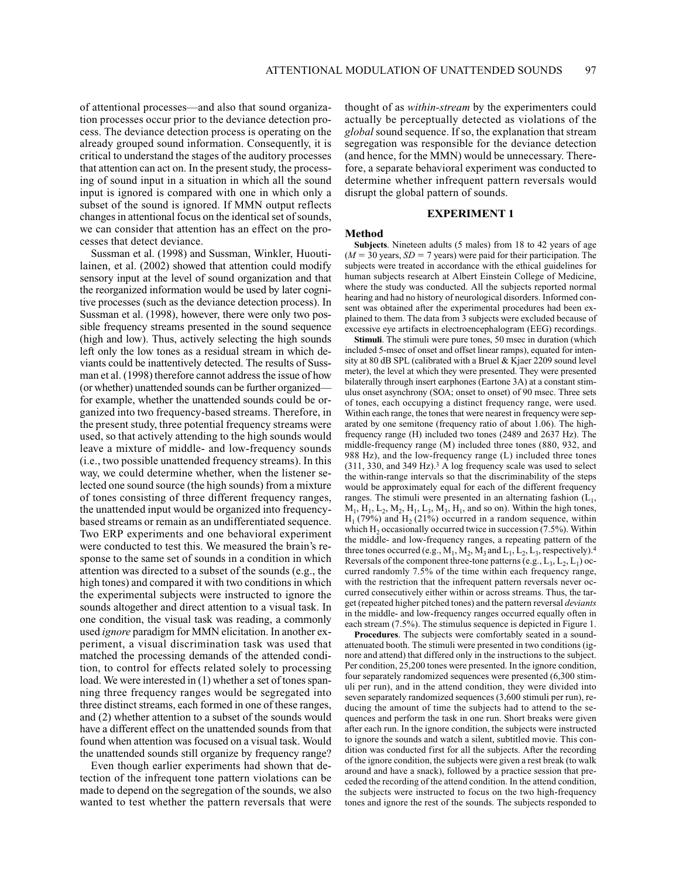of attentional processes—and also that sound organization processes occur prior to the deviance detection process. The deviance detection process is operating on the already grouped sound information. Consequently, it is critical to understand the stages of the auditory processes that attention can act on. In the present study, the processing of sound input in a situation in which all the sound input is ignored is compared with one in which only a subset of the sound is ignored. If MMN output reflects changes in attentional focus on the identical set of sounds, we can consider that attention has an effect on the processes that detect deviance.

Sussman et al. (1998) and Sussman, Winkler, Huotilainen, et al. (2002) showed that attention could modify sensory input at the level of sound organization and that the reorganized information would be used by later cognitive processes (such as the deviance detection process). In Sussman et al. (1998), however, there were only two possible frequency streams presented in the sound sequence (high and low). Thus, actively selecting the high sounds left only the low tones as a residual stream in which deviants could be inattentively detected. The results of Sussman et al. (1998) therefore cannot address the issue of how (or whether) unattended sounds can be further organized—for example, whether the unattended sounds could be organized into two frequency-based streams. Therefore, in the present study, three potential frequency streams were used, so that actively attending to the high sounds would leave a mixture of middle- and low-frequency sounds (i.e., two possible unattended frequency streams). In this way, we could determine whether, when the listener selected one sound source (the high sounds) from a mixture of tones consisting of three different frequency ranges, the unattended input would be organized into frequency-based streams or remain as an undifferentiated sequence. Two ERP experiments and one behavioral experiment were conducted to test this. We measured the brain's response to the same set of sounds in a condition in which attention was directed to a subset of the sounds (e.g., the high tones) and compared it with two conditions in which the experimental subjects were instructed to ignore the sounds altogether and direct attention to a visual task. In one condition, the visual task was reading, a commonly used *ignore* paradigm for MMN elicitation. In another experiment, a visual discrimination task was used that matched the processing demands of the attended condition, to control for effects related solely to processing load. We were interested in (1) whether a set of tones spanning three frequency ranges would be segregated into three distinct streams, each formed in one of these ranges, and (2) whether attention to a subset of the sounds would have a different effect on the unattended sounds from that found when attention was focused on a visual task. Would the unattended sounds still organize by frequency range?

Even though earlier experiments had shown that detection of the infrequent tone pattern violations can be made to depend on the segregation of the sounds, we also wanted to test whether the pattern reversals that were thought of as *within-stream* by the experimenters could actually be perceptually detected as violations of the *global* sound sequence. If so, the explanation that stream segregation was responsible for the deviance detection (and hence, for the MMN) would be unnecessary. Therefore, a separate behavioral experiment was conducted to determine whether infrequent pattern reversals would disrupt the global pattern of sounds.

## EXPERIMENT 1

### Method

**Subjects**. Nineteen adults (5 males) from 18 to 42 years of age ($M = 30$ years, $SD = 7$ years) were paid for their participation. The subjects were treated in accordance with the ethical guidelines for human subjects research at Albert Einstein College of Medicine, where the study was conducted. All the subjects reported normal hearing and had no history of neurological disorders. Informed consent was obtained after the experimental procedures had been explained to them. The data from 3 subjects were excluded because of excessive eye artifacts in electroencephalogram (EEG) recordings.

**Stimuli**. The stimuli were pure tones, 50 msec in duration (which included 5-msec of onset and offset linear ramps), equated for intensity at 80 dB SPL (calibrated with a Bruel & Kjaer 2209 sound level meter), the level at which they were presented. They were presented bilaterally through insert earphones (Eartone 3A) at a constant stimulus onset asynchrony (SOA; onset to onset) of 90 msec. Three sets of tones, each occupying a distinct frequency range, were used. Within each range, the tones that were nearest in frequency were separated by one semitone (frequency ratio of about 1.06). The high-frequency range (H) included two tones (2489 and 2637 Hz). The middle-frequency range (M) included three tones (880, 932, and 988 Hz), and the low-frequency range (L) included three tones (311, 330, and 349 Hz).[3] A log frequency scale was used to select the within-range intervals so that the discriminability of the steps would be approximately equal for each of the different frequency ranges. The stimuli were presented in an alternating fashion ($L_1$, $M_1$, $H_1$, $L_2$, $M_2$, $H_1$, $L_3$, $M_3$, $H_1$, and so on). Within the high tones, $H_1$ (79%) and $H_2$ (21%) occurred in a random sequence, within which $H_2$ occasionally occurred twice in succession (7.5%). Within the middle- and low-frequency ranges, a repeating pattern of the three tones occurred (e.g., $M_1$, $M_2$, $M_3$ and $L_1$, $L_2$, $L_3$, respectively).[4] Reversals of the component three-tone patterns (e.g., $L_3$, $L_2$, $L_1$) occurred randomly 7.5% of the time within each frequency range, with the restriction that the infrequent pattern reversals never occurred consecutively either within or across streams. Thus, the target (repeated higher pitched tones) and the pattern reversal *deviants* in the middle- and low-frequency ranges occurred equally often in each stream (7.5%). The stimulus sequence is depicted in Figure 1.

**Procedures**. The subjects were comfortably seated in a sound-attenuated booth. The stimuli were presented in two conditions (ignore and attend) that differed only in the instructions to the subject. Per condition, 25,200 tones were presented. In the ignore condition, four separately randomized sequences were presented (6,300 stimuli per run), and in the attend condition, they were divided into seven separately randomized sequences (3,600 stimuli per run), reducing the amount of time the subjects had to attend to the sequences and perform the task in one run. Short breaks were given after each run. In the ignore condition, the subjects were instructed to ignore the sounds and watch a silent, subtitled movie. This condition was conducted first for all the subjects. After the recording of the ignore condition, the subjects were given a rest break (to walk around and have a snack), followed by a practice session that preceded the recording of the attend condition. In the attend condition, the subjects were instructed to focus on the two high-frequency tones and ignore the rest of the sounds. The subjects responded to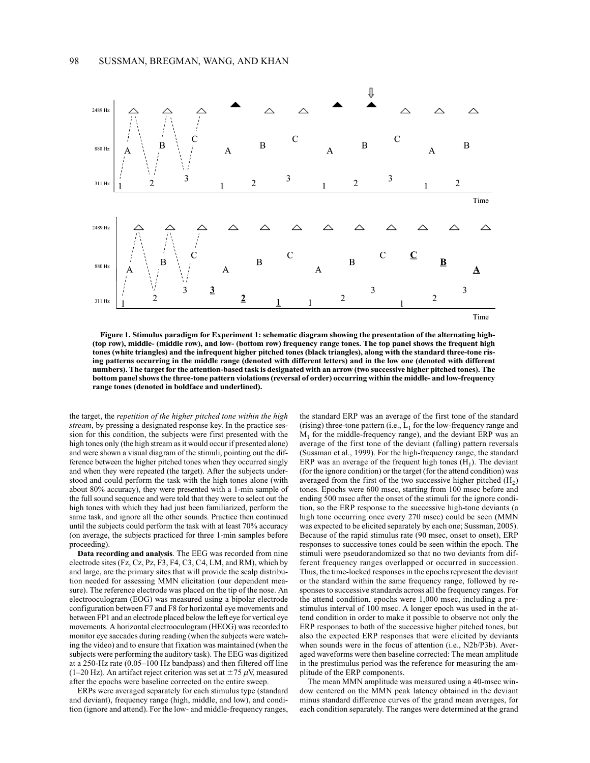Figure 1. Stimulus paradigm for Experiment 1: schematic diagram showing the presentation of the alternating high- (top row), middle- (middle row), and low- (bottom row) frequency range tones. The top panel shows the frequent high tones (white triangles) and the infrequent higher pitched tones (black triangles), along with the standard three-tone rising patterns occurring in the middle range (denoted with different letters) and in the low one (denoted with different numbers). The target for the attention-based task is designated with an arrow (two successive higher pitched tones). The bottom panel shows the three-tone pattern violations (reversal of order) occurring within the middle- and low-frequency range tones (denoted in boldface and underlined).

the target, the *repetition of the higher pitched tone within the high stream*, by pressing a designated response key. In the practice session for this condition, the subjects were first presented with the high tones only (the high stream as it would occur if presented alone) and were shown a visual diagram of the stimuli, pointing out the difference between the higher pitched tones when they occurred singly and when they were repeated (the target). After the subjects understood and could perform the task with the high tones alone (with about 80% accuracy), they were presented with a 1-min sample of the full sound sequence and were told that they were to select out the high tones with which they had just been familiarized, perform the same task, and ignore all the other sounds. Practice then continued until the subjects could perform the task with at least 70% accuracy (on average, the subjects practiced for three 1-min samples before proceeding).

**Data recording and analysis**. The EEG was recorded from nine electrode sites (Fz, Cz, Pz, F3, F4, C3, C4, LM, and RM), which by and large, are the primary sites that will provide the scalp distribution needed for assessing MMN elicitation (our dependent measure). The reference electrode was placed on the tip of the nose. An electrooculogram (EOG) was measured using a bipolar electrode configuration between F7 and F8 for horizontal eye movements and between FP1 and an electrode placed below the left eye for vertical eye movements. A horizontal electrooculogram (HEOG) was recorded to monitor eye saccades during reading (when the subjects were watching the video) and to ensure that fixation was maintained (when the subjects were performing the auditory task). The EEG was digitized at a 250-Hz rate (0.05–100 Hz bandpass) and then filtered off line (1–20 Hz). An artifact reject criterion was set at $\pm 75\ \mu$V, measured after the epochs were baseline corrected on the entire sweep.

ERPs were averaged separately for each stimulus type (standard and deviant), frequency range (high, middle, and low), and condition (ignore and attend). For the low- and middle-frequency ranges, the standard ERP was an average of the first tone of the standard (rising) three-tone pattern (i.e., $L_1$ for the low-frequency range and $M_1$ for the middle-frequency range), and the deviant ERP was an average of the first tone of the deviant (falling) pattern reversals (Sussman et al., 1999). For the high-frequency range, the standard ERP was an average of the frequent high tones ($H_1$). The deviant (for the ignore condition) or the target (for the attend condition) was averaged from the first of the two successive higher pitched ($H_2$) tones. Epochs were 600 msec, starting from 100 msec before and ending 500 msec after the onset of the stimuli for the ignore condition, so the ERP response to the successive high-tone deviants (a high tone occurring once every 270 msec) could be seen (MMN was expected to be elicited separately by each one; Sussman, 2005). Because of the rapid stimulus rate (90 msec, onset to onset), ERP responses to successive tones could be seen within the epoch. The stimuli were pseudorandomized so that no two deviants from different frequency ranges overlapped or occurred in succession. Thus, the time-locked responses in the epochs represent the deviant or the standard within the same frequency range, followed by responses to successive standards across all the frequency ranges. For the attend condition, epochs were 1,000 msec, including a prestimulus interval of 100 msec. A longer epoch was used in the attend condition in order to make it possible to observe not only the ERP responses to both of the successive higher pitched tones, but also the expected ERP responses that were elicited by deviants when sounds were in the focus of attention (i.e., N2b/P3b). Averaged waveforms were then baseline corrected: The mean amplitude in the prestimulus period was the reference for measuring the amplitude of the ERP components.

The mean MMN amplitude was measured using a 40-msec window centered on the MMN peak latency obtained in the deviant minus standard difference curves of the grand mean averages, for each condition separately. The ranges were determined at the grand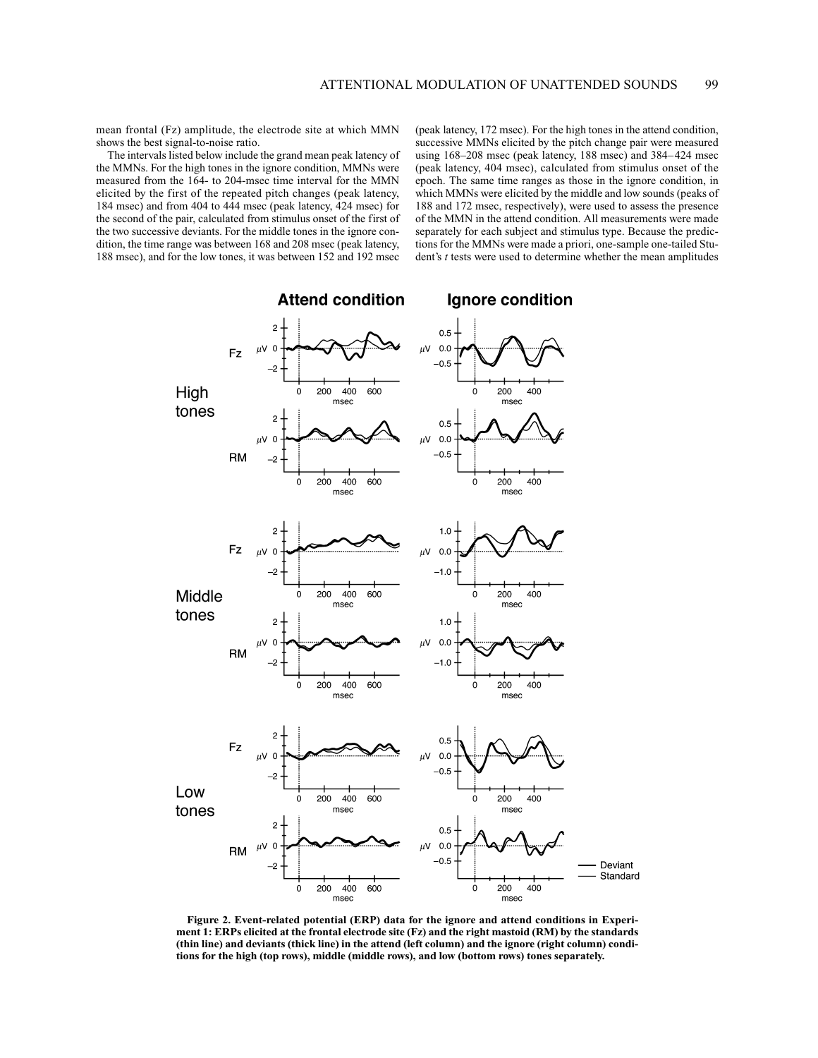mean frontal (Fz) amplitude, the electrode site at which MMN shows the best signal-to-noise ratio.

The intervals listed below include the grand mean peak latency of the MMNs. For the high tones in the ignore condition, MMNs were measured from the 164- to 204-msec time interval for the MMN elicited by the first of the repeated pitch changes (peak latency, 184 msec) and from 404 to 444 msec (peak latency, 424 msec) for the second of the pair, calculated from stimulus onset of the first of the two successive deviants. For the middle tones in the ignore condition, the time range was between 168 and 208 msec (peak latency, 188 msec), and for the low tones, it was between 152 and 192 msec (peak latency, 172 msec). For the high tones in the attend condition, successive MMNs elicited by the pitch change pair were measured using 168–208 msec (peak latency, 188 msec) and 384–424 msec (peak latency, 404 msec), calculated from stimulus onset of the epoch. The same time ranges as those in the ignore condition, in which MMNs were elicited by the middle and low sounds (peaks of 188 and 172 msec, respectively), were used to assess the presence of the MMN in the attend condition. All measurements were made separately for each subject and stimulus type. Because the predictions for the MMNs were made a priori, one-sample one-tailed Student's *t* tests were used to determine whether the mean amplitudes

**Figure 2. Event-related potential (ERP) data for the ignore and attend conditions in Experiment 1: ERPs elicited at the frontal electrode site (Fz) and the right mastoid (RM) by the standards (thin line) and deviants (thick line) in the attend (left column) and the ignore (right column) conditions for the high (top rows), middle (middle rows), and low (bottom rows) tones separately.**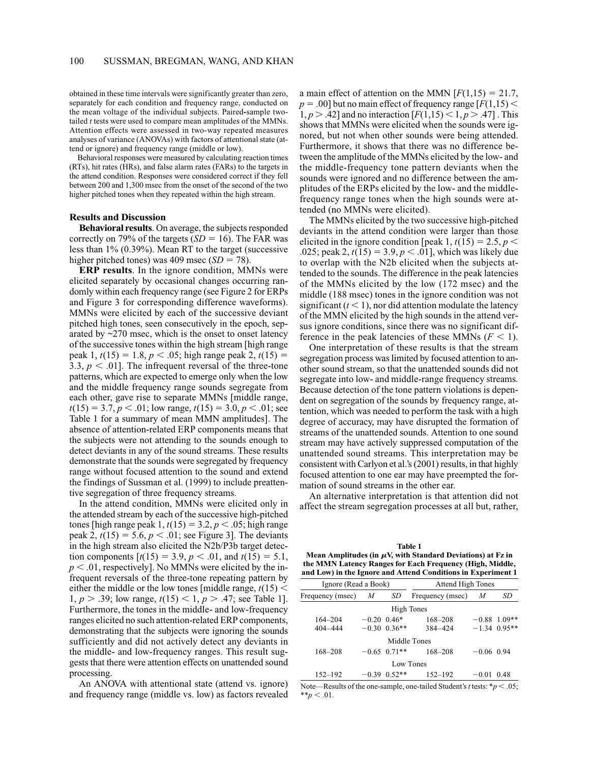obtained in these time intervals were significantly greater than zero, separately for each condition and frequency range, conducted on the mean voltage of the individual subjects. Paired-sample two-tailed $t$ tests were used to compare mean amplitudes of the MMNs. Attention effects were assessed in two-way repeated measures analyses of variance (ANOVAs) with factors of attentional state (attend or ignore) and frequency range (middle or low).

Behavioral responses were measured by calculating reaction times (RTs), hit rates (HRs), and false alarm rates (FARs) to the targets in the attend condition. Responses were considered correct if they fell between 200 and 1,300 msec from the onset of the second of the two higher pitched tones when they repeated within the high stream.

### Results and Discussion

**Behavioral results**. On average, the subjects responded correctly on 79% of the targets ($SD = 16$). The FAR was less than 1% (0.39%). Mean RT to the target (successive higher pitched tones) was 409 msec ($SD = 78$).

**ERP results**. In the ignore condition, MMNs were elicited separately by occasional changes occurring randomly within each frequency range (see Figure 2 for ERPs and Figure 3 for corresponding difference waveforms). MMNs were elicited by each of the successive deviant pitched high tones, seen consecutively in the epoch, separated by ~270 msec, which is the onset to onset latency of the successive tones within the high stream [high range peak 1, $t(15) = 1.8$, $p < .05$; high range peak 2, $t(15) = 3.3$, $p < .01$]. The infrequent reversal of the three-tone patterns, which are expected to emerge only when the low and the middle frequency range sounds segregate from each other, gave rise to separate MMNs [middle range, $t(15) = 3.7$, $p < .01$; low range, $t(15) = 3.0$, $p < .01$; see Table 1 for a summary of mean MMN amplitudes]. The absence of attention-related ERP components means that the subjects were not attending to the sounds enough to detect deviants in any of the sound streams. These results demonstrate that the sounds were segregated by frequency range without focused attention to the sound and extend the findings of Sussman et al. (1999) to include preattentive segregation of three frequency streams.

In the attend condition, MMNs were elicited only in the attended stream by each of the successive high-pitched tones [high range peak 1, $t(15) = 3.2$, $p < .05$; high range peak 2, $t(15) = 5.6$, $p < .01$; see Figure 3]. The deviants in the high stream also elicited the N2b/P3b target detection components [$t(15) = 3.9$, $p < .01$, and $t(15) = 5.1$, $p < .01$, respectively]. No MMNs were elicited by the infrequent reversals of the three-tone repeating pattern by either the middle or the low tones [middle range, $t(15) < 1$, $p > .39$; low range, $t(15) < 1$, $p > .47$; see Table 1]. Furthermore, the tones in the middle- and low-frequency ranges elicited no such attention-related ERP components, demonstrating that the subjects were ignoring the sounds sufficiently and did not actively detect any deviants in the middle- and low-frequency ranges. This result suggests that there were attention effects on unattended sound processing.

An ANOVA with attentional state (attend vs. ignore) and frequency range (middle vs. low) as factors revealed a main effect of attention on the MMN [$F(1,15) = 21.7$, $p = .00$] but no main effect of frequency range [$F(1,15) < 1$, $p > .42$] and no interaction [$F(1,15) < 1$, $p > .47$]. This shows that MMNs were elicited when the sounds were ignored, but not when other sounds were being attended. Furthermore, it shows that there was no difference between the amplitude of the MMNs elicited by the low- and the middle-frequency tone pattern deviants when the sounds were ignored and no difference between the amplitudes of the ERPs elicited by the low- and the middle-frequency range tones when the high sounds were attended (no MMNs were elicited).

The MMNs elicited by the two successive high-pitched deviants in the attend condition were larger than those elicited in the ignore condition [peak 1, $t(15) = 2.5$, $p < .025$; peak 2, $t(15) = 3.9$, $p < .01$], which was likely due to overlap with the N2b elicited when the subjects attended to the sounds. The difference in the peak latencies of the MMNs elicited by the low (172 msec) and the middle (188 msec) tones in the ignore condition was not significant ($t < 1$), nor did attention modulate the latency of the MMN elicited by the high sounds in the attend versus ignore conditions, since there was no significant difference in the peak latencies of these MMNs ($F < 1$).

One interpretation of these results is that the stream segregation process was limited by focused attention to another sound stream, so that the unattended sounds did not segregate into low- and middle-range frequency streams. Because detection of the tone pattern violations is dependent on segregation of the sounds by frequency range, attention, which was needed to perform the task with a high degree of accuracy, may have disrupted the formation of streams of the unattended sounds. Attention to one sound stream may have actively suppressed computation of the unattended sound streams. This interpretation may be consistent with Carlyon et al.'s (2001) results, in that highly focused attention to one ear may have preempted the formation of sound streams in the other ear.

An alternative interpretation is that attention did not affect the stream segregation processes at all but, rather,

**Table 1**
**Mean Amplitudes (in $\mu$V, with Standard Deviations) at Fz in the MMN Latency Ranges for Each Frequency (High, Middle, and Low) in the Ignore and Attend Conditions in Experiment 1**

| Ignore (Read a Book) | | | Attend High Tones | | |
|---|---|---|---|---|---|
| Frequency (msec) | *M* | *SD* | Frequency (msec) | *M* | *SD* |
| | | High Tones | | | |
| 164–204 | −0.20 | 0.46* | 168–208 | −0.88 | 1.09** |
| 404–444 | −0.30 | 0.36** | 384–424 | −1.34 | 0.95** |
| | | Middle Tones | | | |
| 168–208 | −0.65 | 0.71** | 168–208 | −0.06 | 0.94 |
| | | Low Tones | | | |
| 152–192 | −0.39 | 0.52** | 152–192 | −0.01 | 0.48 |

Note—Results of the one-sample, one-tailed Student's $t$ tests: $*p < .05$; $**p < .01$.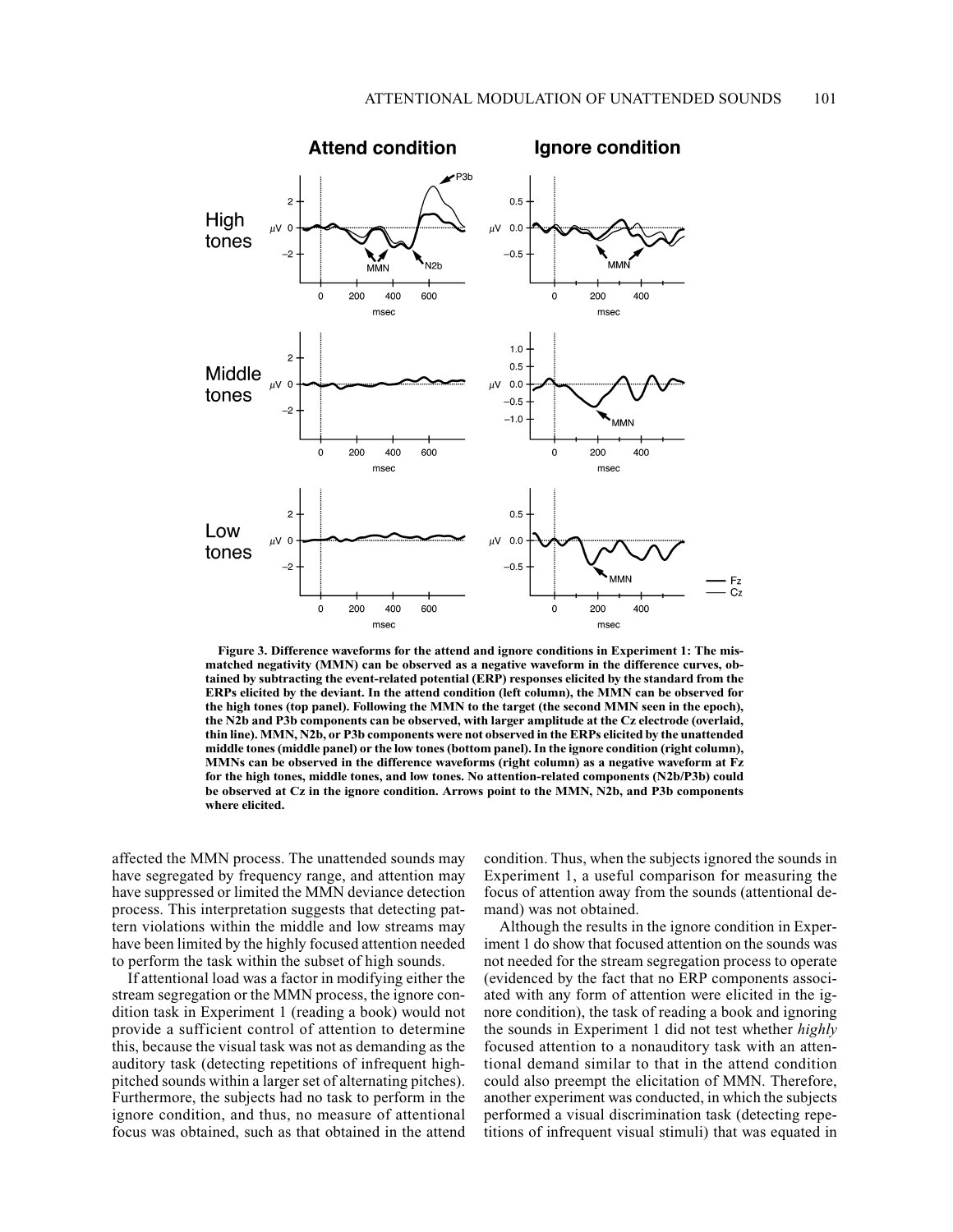**Figure 3. Difference waveforms for the attend and ignore conditions in Experiment 1: The mismatched negativity (MMN) can be observed as a negative waveform in the difference curves, obtained by subtracting the event-related potential (ERP) responses elicited by the standard from the ERPs elicited by the deviant. In the attend condition (left column), the MMN can be observed for the high tones (top panel). Following the MMN to the target (the second MMN seen in the epoch), the N2b and P3b components can be observed, with larger amplitude at the Cz electrode (overlaid, thin line). MMN, N2b, or P3b components were not observed in the ERPs elicited by the unattended middle tones (middle panel) or the low tones (bottom panel). In the ignore condition (right column), MMNs can be observed in the difference waveforms (right column) as a negative waveform at Fz for the high tones, middle tones, and low tones. No attention-related components (N2b/P3b) could be observed at Cz in the ignore condition. Arrows point to the MMN, N2b, and P3b components where elicited.**

affected the MMN process. The unattended sounds may have segregated by frequency range, and attention may have suppressed or limited the MMN deviance detection process. This interpretation suggests that detecting pattern violations within the middle and low streams may have been limited by the highly focused attention needed to perform the task within the subset of high sounds.

If attentional load was a factor in modifying either the stream segregation or the MMN process, the ignore condition task in Experiment 1 (reading a book) would not provide a sufficient control of attention to determine this, because the visual task was not as demanding as the auditory task (detecting repetitions of infrequent high-pitched sounds within a larger set of alternating pitches). Furthermore, the subjects had no task to perform in the ignore condition, and thus, no measure of attentional focus was obtained, such as that obtained in the attend condition. Thus, when the subjects ignored the sounds in Experiment 1, a useful comparison for measuring the focus of attention away from the sounds (attentional demand) was not obtained.

Although the results in the ignore condition in Experiment 1 do show that focused attention on the sounds was not needed for the stream segregation process to operate (evidenced by the fact that no ERP components associated with any form of attention were elicited in the ignore condition), the task of reading a book and ignoring the sounds in Experiment 1 did not test whether *highly* focused attention to a nonauditory task with an attentional demand similar to that in the attend condition could also preempt the elicitation of MMN. Therefore, another experiment was conducted, in which the subjects performed a visual discrimination task (detecting repetitions of infrequent visual stimuli) that was equated in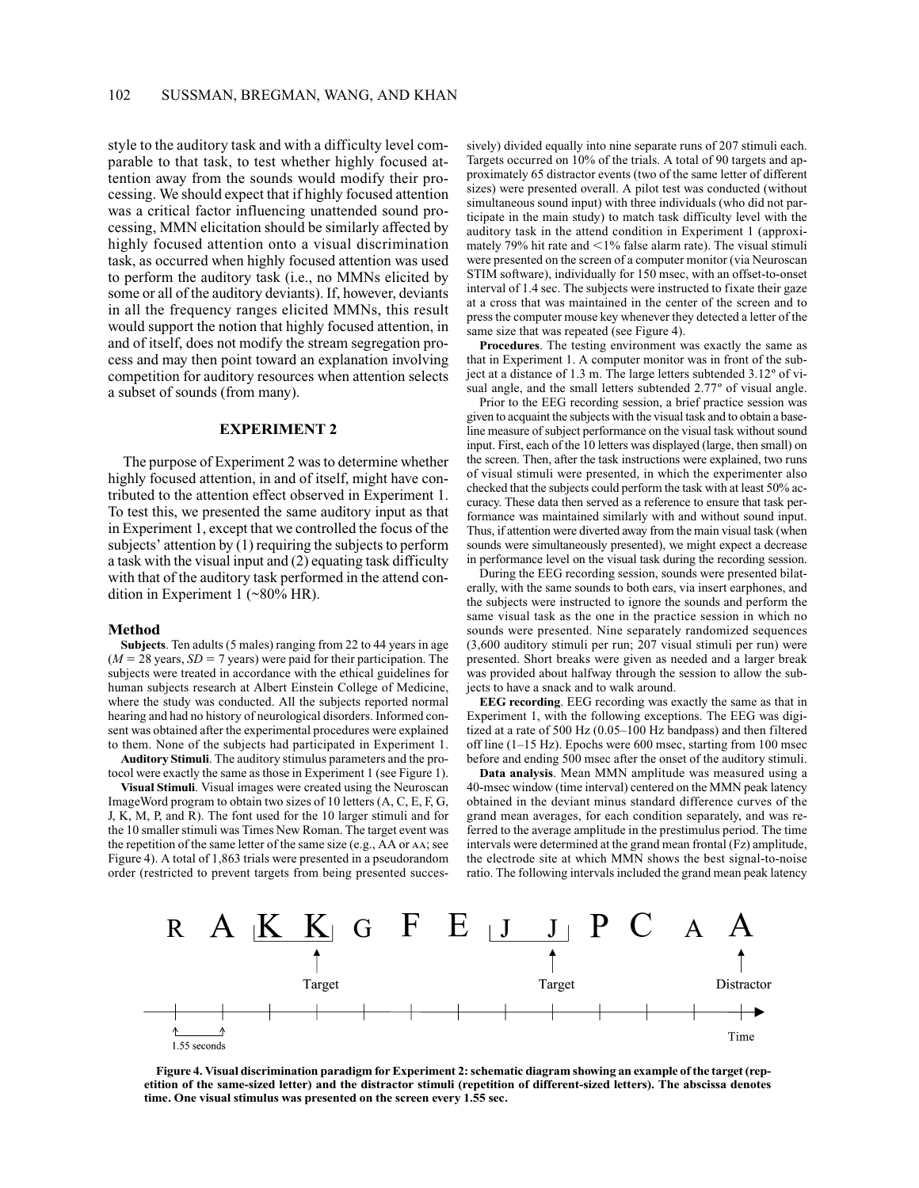style to the auditory task and with a difficulty level comparable to that task, to test whether highly focused attention away from the sounds would modify their processing. We should expect that if highly focused attention was a critical factor influencing unattended sound processing, MMN elicitation should be similarly affected by highly focused attention onto a visual discrimination task, as occurred when highly focused attention was used to perform the auditory task (i.e., no MMNs elicited by some or all of the auditory deviants). If, however, deviants in all the frequency ranges elicited MMNs, this result would support the notion that highly focused attention, in and of itself, does not modify the stream segregation process and may then point toward an explanation involving competition for auditory resources when attention selects a subset of sounds (from many).

## EXPERIMENT 2

The purpose of Experiment 2 was to determine whether highly focused attention, in and of itself, might have contributed to the attention effect observed in Experiment 1. To test this, we presented the same auditory input as that in Experiment 1, except that we controlled the focus of the subjects' attention by (1) requiring the subjects to perform a task with the visual input and (2) equating task difficulty with that of the auditory task performed in the attend condition in Experiment 1 (~80% HR).

### Method

**Subjects**. Ten adults (5 males) ranging from 22 to 44 years in age ($M = 28$ years, $SD = 7$ years) were paid for their participation. The subjects were treated in accordance with the ethical guidelines for human subjects research at Albert Einstein College of Medicine, where the study was conducted. All the subjects reported normal hearing and had no history of neurological disorders. Informed consent was obtained after the experimental procedures were explained to them. None of the subjects had participated in Experiment 1.

**Auditory Stimuli**. The auditory stimulus parameters and the protocol were exactly the same as those in Experiment 1 (see Figure 1).

**Visual Stimuli**. Visual images were created using the Neuroscan ImageWord program to obtain two sizes of 10 letters (A, C, E, F, G, J, K, M, P, and R). The font used for the 10 larger stimuli and for the 10 smaller stimuli was Times New Roman. The target event was the repetition of the same letter of the same size (e.g., AA or ᴀᴀ; see Figure 4). A total of 1,863 trials were presented in a pseudorandom order (restricted to prevent targets from being presented successively) divided equally into nine separate runs of 207 stimuli each. Targets occurred on 10% of the trials. A total of 90 targets and approximately 65 distractor events (two of the same letter of different sizes) were presented overall. A pilot test was conducted (without simultaneous sound input) with three individuals (who did not participate in the main study) to match task difficulty level with the auditory task in the attend condition in Experiment 1 (approximately 79% hit rate and <1% false alarm rate). The visual stimuli were presented on the screen of a computer monitor (via Neuroscan STIM software), individually for 150 msec, with an offset-to-onset interval of 1.4 sec. The subjects were instructed to fixate their gaze at a cross that was maintained in the center of the screen and to press the computer mouse key whenever they detected a letter of the same size that was repeated (see Figure 4).

**Procedures**. The testing environment was exactly the same as that in Experiment 1. A computer monitor was in front of the subject at a distance of 1.3 m. The large letters subtended 3.12º of visual angle, and the small letters subtended 2.77º of visual angle.

Prior to the EEG recording session, a brief practice session was given to acquaint the subjects with the visual task and to obtain a baseline measure of subject performance on the visual task without sound input. First, each of the 10 letters was displayed (large, then small) on the screen. Then, after the task instructions were explained, two runs of visual stimuli were presented, in which the experimenter also checked that the subjects could perform the task with at least 50% accuracy. These data then served as a reference to ensure that task performance was maintained similarly with and without sound input. Thus, if attention were diverted away from the main visual task (when sounds were simultaneously presented), we might expect a decrease in performance level on the visual task during the recording session.

During the EEG recording session, sounds were presented bilaterally, with the same sounds to both ears, via insert earphones, and the subjects were instructed to ignore the sounds and perform the same visual task as the one in the practice session in which no sounds were presented. Nine separately randomized sequences (3,600 auditory stimuli per run; 207 visual stimuli per run) were presented. Short breaks were given as needed and a larger break was provided about halfway through the session to allow the subjects to have a snack and to walk around.

**EEG recording**. EEG recording was exactly the same as that in Experiment 1, with the following exceptions. The EEG was digitized at a rate of 500 Hz (0.05–100 Hz bandpass) and then filtered off line (1–15 Hz). Epochs were 600 msec, starting from 100 msec before and ending 500 msec after the onset of the auditory stimuli.

**Data analysis**. Mean MMN amplitude was measured using a 40-msec window (time interval) centered on the MMN peak latency obtained in the deviant minus standard difference curves of the grand mean averages, for each condition separately, and was referred to the average amplitude in the prestimulus period. The time intervals were determined at the grand mean frontal (Fz) amplitude, the electrode site at which MMN shows the best signal-to-noise ratio. The following intervals included the grand mean peak latency

R A K K G F E J J P C ᴀ A

Target — Target — Distractor

1.55 seconds — Time

**Figure 4. Visual discrimination paradigm for Experiment 2: schematic diagram showing an example of the target (repetition of the same-sized letter) and the distractor stimuli (repetition of different-sized letters). The abscissa denotes time. One visual stimulus was presented on the screen every 1.55 sec.**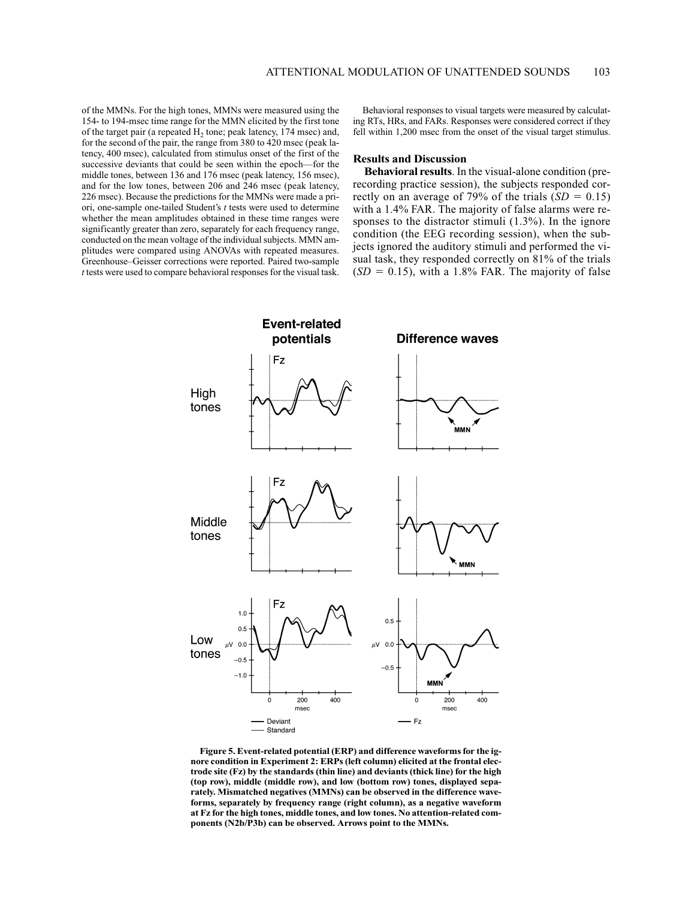of the MMNs. For the high tones, MMNs were measured using the 154- to 194-msec time range for the MMN elicited by the first tone of the target pair (a repeated $H_2$ tone; peak latency, 174 msec) and, for the second of the pair, the range from 380 to 420 msec (peak latency, 400 msec), calculated from stimulus onset of the first of the successive deviants that could be seen within the epoch—for the middle tones, between 136 and 176 msec (peak latency, 156 msec), and for the low tones, between 206 and 246 msec (peak latency, 226 msec). Because the predictions for the MMNs were made a priori, one-sample one-tailed Student's $t$ tests were used to determine whether the mean amplitudes obtained in these time ranges were significantly greater than zero, separately for each frequency range, conducted on the mean voltage of the individual subjects. MMN amplitudes were compared using ANOVAs with repeated measures. Greenhouse–Geisser corrections were reported. Paired two-sample $t$ tests were used to compare behavioral responses for the visual task.

Behavioral responses to visual targets were measured by calculating RTs, HRs, and FARs. Responses were considered correct if they fell within 1,200 msec from the onset of the visual target stimulus.

### Results and Discussion

**Behavioral results**. In the visual-alone condition (prerecording practice session), the subjects responded correctly on an average of 79% of the trials ($SD = 0.15$) with a 1.4% FAR. The majority of false alarms were responses to the distractor stimuli (1.3%). In the ignore condition (the EEG recording session), when the subjects ignored the auditory stimuli and performed the visual task, they responded correctly on 81% of the trials ($SD = 0.15$), with a 1.8% FAR. The majority of false

**Figure 5. Event-related potential (ERP) and difference waveforms for the ignore condition in Experiment 2: ERPs (left column) elicited at the frontal electrode site (Fz) by the standards (thin line) and deviants (thick line) for the high (top row), middle (middle row), and low (bottom row) tones, displayed separately. Mismatched negatives (MMNs) can be observed in the difference waveforms, separately by frequency range (right column), as a negative waveform at Fz for the high tones, middle tones, and low tones. No attention-related components (N2b/P3b) can be observed. Arrows point to the MMNs.**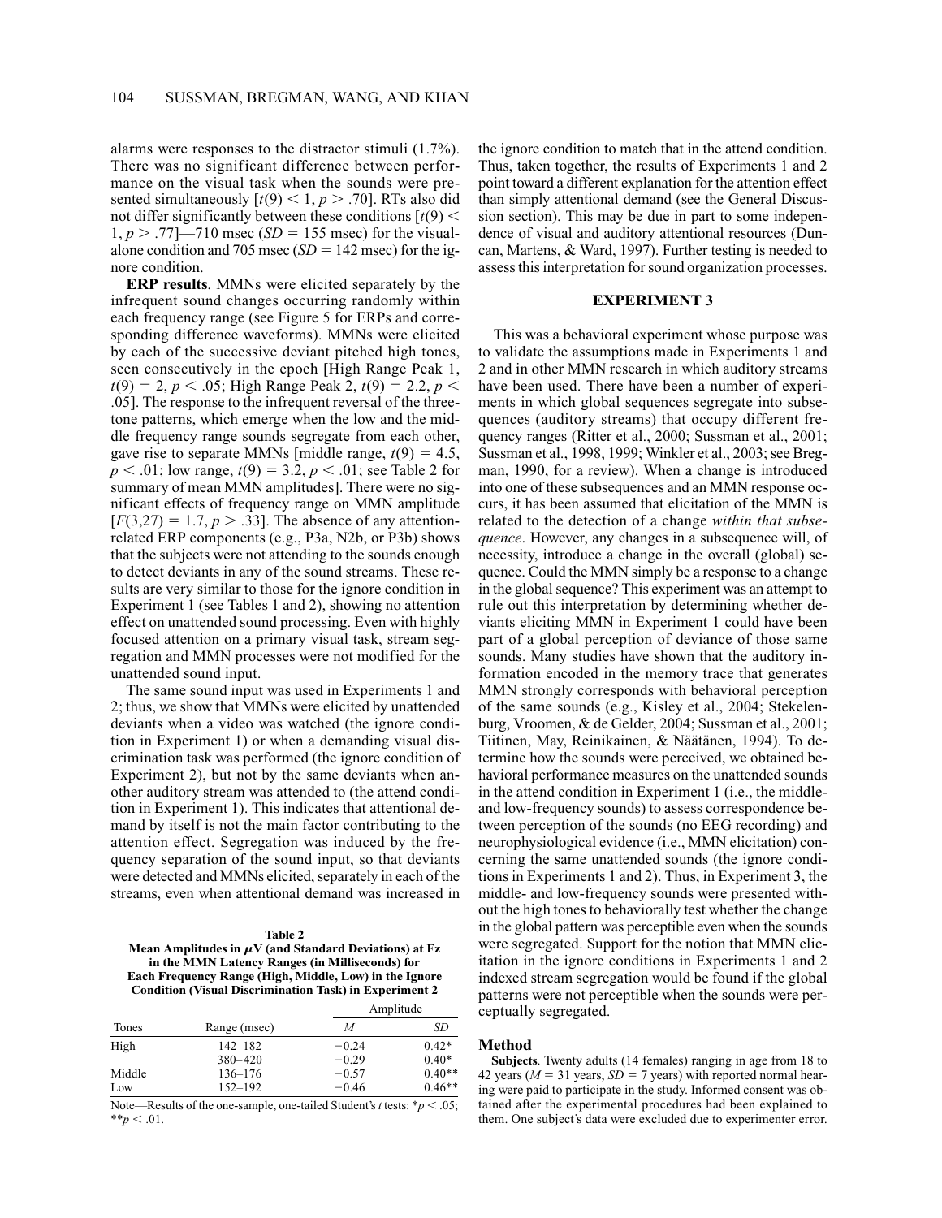alarms were responses to the distractor stimuli (1.7%). There was no significant difference between performance on the visual task when the sounds were presented simultaneously [$t(9) < 1$, $p > .70$]. RTs also did not differ significantly between these conditions [$t(9) < 1$, $p > .77$]—710 msec ($SD = 155$ msec) for the visual-alone condition and 705 msec ($SD = 142$ msec) for the ignore condition.

**ERP results**. MMNs were elicited separately by the infrequent sound changes occurring randomly within each frequency range (see Figure 5 for ERPs and corresponding difference waveforms). MMNs were elicited by each of the successive deviant pitched high tones, seen consecutively in the epoch [High Range Peak 1, $t(9) = 2$, $p < .05$; High Range Peak 2, $t(9) = 2.2$, $p < .05$]. The response to the infrequent reversal of the three-tone patterns, which emerge when the low and the middle frequency range sounds segregate from each other, gave rise to separate MMNs [middle range, $t(9) = 4.5$, $p < .01$; low range, $t(9) = 3.2$, $p < .01$; see Table 2 for summary of mean MMN amplitudes]. There were no significant effects of frequency range on MMN amplitude [$F(3,27) = 1.7$, $p > .33$]. The absence of any attention-related ERP components (e.g., P3a, N2b, or P3b) shows that the subjects were not attending to the sounds enough to detect deviants in any of the sound streams. These results are very similar to those for the ignore condition in Experiment 1 (see Tables 1 and 2), showing no attention effect on unattended sound processing. Even with highly focused attention on a primary visual task, stream segregation and MMN processes were not modified for the unattended sound input.

The same sound input was used in Experiments 1 and 2; thus, we show that MMNs were elicited by unattended deviants when a video was watched (the ignore condition in Experiment 1) or when a demanding visual discrimination task was performed (the ignore condition of Experiment 2), but not by the same deviants when another auditory stream was attended to (the attend condition in Experiment 1). This indicates that attentional demand by itself is not the main factor contributing to the attention effect. Segregation was induced by the frequency separation of the sound input, so that deviants were detected and MMNs elicited, separately in each of the streams, even when attentional demand was increased in

**Table 2**
**Mean Amplitudes in $\mu$V (and Standard Deviations) at Fz in the MMN Latency Ranges (in Milliseconds) for Each Frequency Range (High, Middle, Low) in the Ignore Condition (Visual Discrimination Task) in Experiment 2**

| Tones | Range (msec) | Amplitude | |
|---|---|---|---|
| | | *M* | *SD* |
| High | 142–182 | −0.24 | 0.42* |
| | 380–420 | −0.29 | 0.40* |
| Middle | 136–176 | −0.57 | 0.40** |
| Low | 152–192 | −0.46 | 0.46** |

Note—Results of the one-sample, one-tailed Student's *t* tests: \*$p < .05$; \*\*$p < .01$.

the ignore condition to match that in the attend condition. Thus, taken together, the results of Experiments 1 and 2 point toward a different explanation for the attention effect than simply attentional demand (see the General Discussion section). This may be due in part to some independence of visual and auditory attentional resources (Duncan, Martens, & Ward, 1997). Further testing is needed to assess this interpretation for sound organization processes.

## EXPERIMENT 3

This was a behavioral experiment whose purpose was to validate the assumptions made in Experiments 1 and 2 and in other MMN research in which auditory streams have been used. There have been a number of experiments in which global sequences segregate into subsequences (auditory streams) that occupy different frequency ranges (Ritter et al., 2000; Sussman et al., 2001; Sussman et al., 1998, 1999; Winkler et al., 2003; see Bregman, 1990, for a review). When a change is introduced into one of these subsequences and an MMN response occurs, it has been assumed that elicitation of the MMN is related to the detection of a change *within that subsequence*. However, any changes in a subsequence will, of necessity, introduce a change in the overall (global) sequence. Could the MMN simply be a response to a change in the global sequence? This experiment was an attempt to rule out this interpretation by determining whether deviants eliciting MMN in Experiment 1 could have been part of a global perception of deviance of those same sounds. Many studies have shown that the auditory information encoded in the memory trace that generates MMN strongly corresponds with behavioral perception of the same sounds (e.g., Kisley et al., 2004; Stekelenburg, Vroomen, & de Gelder, 2004; Sussman et al., 2001; Tiitinen, May, Reinikainen, & Näätänen, 1994). To determine how the sounds were perceived, we obtained behavioral performance measures on the unattended sounds in the attend condition in Experiment 1 (i.e., the middle- and low-frequency sounds) to assess correspondence between perception of the sounds (no EEG recording) and neurophysiological evidence (i.e., MMN elicitation) concerning the same unattended sounds (the ignore conditions in Experiments 1 and 2). Thus, in Experiment 3, the middle- and low-frequency sounds were presented without the high tones to behaviorally test whether the change in the global pattern was perceptible even when the sounds were segregated. Support for the notion that MMN elicitation in the ignore conditions in Experiments 1 and 2 indexed stream segregation would be found if the global patterns were not perceptible when the sounds were perceptually segregated.

### Method

**Subjects**. Twenty adults (14 females) ranging in age from 18 to 42 years ($M = 31$ years, $SD = 7$ years) with reported normal hearing were paid to participate in the study. Informed consent was obtained after the experimental procedures had been explained to them. One subject's data were excluded due to experimenter error.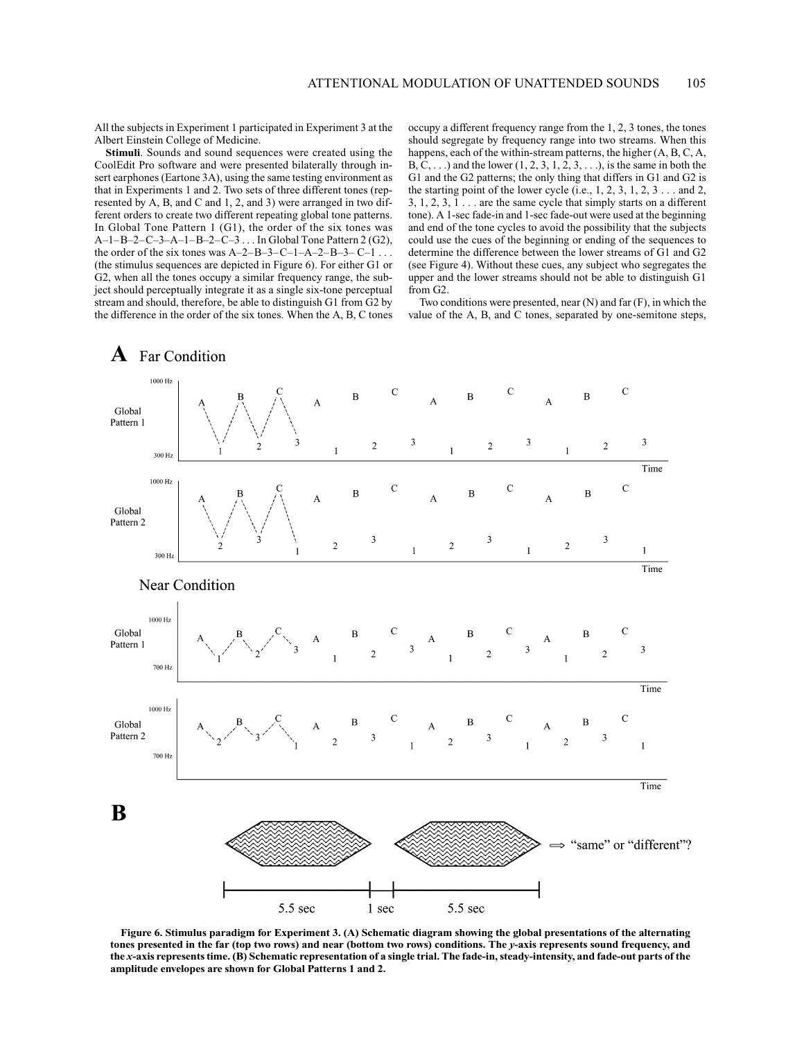All the subjects in Experiment 1 participated in Experiment 3 at the Albert Einstein College of Medicine.

**Stimuli**. Sounds and sound sequences were created using the CoolEdit Pro software and were presented bilaterally through insert earphones (Eartone 3A), using the same testing environment as that in Experiments 1 and 2. Two sets of three different tones (represented by A, B, and C and 1, 2, and 3) were arranged in two different orders to create two different repeating global tone patterns. In Global Tone Pattern 1 (G1), the order of the six tones was A–1–B–2–C–3–A–1–B–2–C–3 . . . In Global Tone Pattern 2 (G2), the order of the six tones was A–2–B–3–C–1–A–2–B–3– C–1 . . . (the stimulus sequences are depicted in Figure 6). For either G1 or G2, when all the tones occupy a similar frequency range, the subject should perceptually integrate it as a single six-tone perceptual stream and should, therefore, be able to distinguish G1 from G2 by the difference in the order of the six tones. When the A, B, C tones occupy a different frequency range from the 1, 2, 3 tones, the tones should segregate by frequency range into two streams. When this happens, each of the within-stream patterns, the higher (A, B, C, A, B, C, . . .) and the lower (1, 2, 3, 1, 2, 3, . . .), is the same in both the G1 and the G2 patterns; the only thing that differs in G1 and G2 is the starting point of the lower cycle (i.e., 1, 2, 3, 1, 2, 3 . . . and 2, 3, 1, 2, 3, 1 . . . are the same cycle that simply starts on a different tone). A 1-sec fade-in and 1-sec fade-out were used at the beginning and end of the tone cycles to avoid the possibility that the subjects could use the cues of the beginning or ending of the sequences to determine the difference between the lower streams of G1 and G2 (see Figure 4). Without these cues, any subject who segregates the upper and the lower streams should not be able to distinguish G1 from G2.

Two conditions were presented, near (N) and far (F), in which the value of the A, B, and C tones, separated by one-semitone steps,

**Figure 6. Stimulus paradigm for Experiment 3. (A) Schematic diagram showing the global presentations of the alternating tones presented in the far (top two rows) and near (bottom two rows) conditions. The *y*-axis represents sound frequency, and the *x*-axis represents time. (B) Schematic representation of a single trial. The fade-in, steady-intensity, and fade-out parts of the amplitude envelopes are shown for Global Patterns 1 and 2.**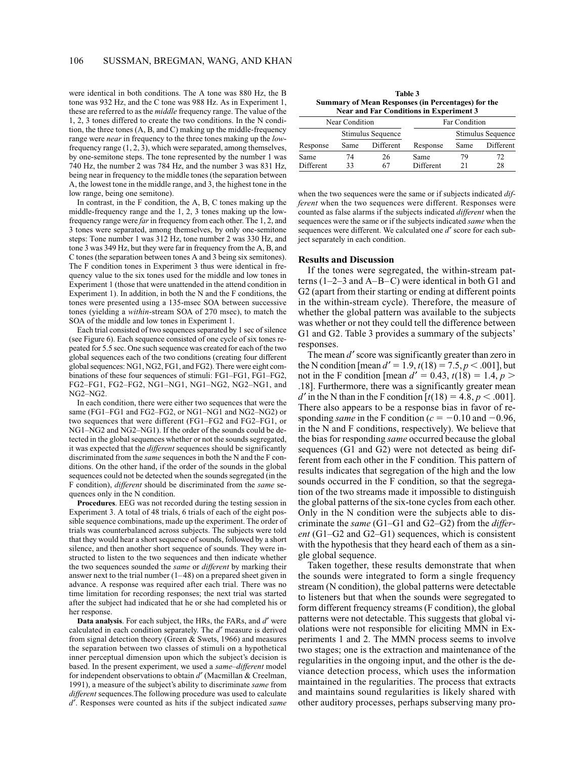were identical in both conditions. The A tone was 880 Hz, the B tone was 932 Hz, and the C tone was 988 Hz. As in Experiment 1, these are referred to as the *middle* frequency range. The value of the 1, 2, 3 tones differed to create the two conditions. In the N condition, the three tones (A, B, and C) making up the middle-frequency range were *near* in frequency to the three tones making up the *low*-frequency range (1, 2, 3), which were separated, among themselves, by one-semitone steps. The tone represented by the number 1 was 740 Hz, the number 2 was 784 Hz, and the number 3 was 831 Hz, being near in frequency to the middle tones (the separation between A, the lowest tone in the middle range, and 3, the highest tone in the low range, being one semitone).

In contrast, in the F condition, the A, B, C tones making up the middle-frequency range and the 1, 2, 3 tones making up the low-frequency range were *far* in frequency from each other. The 1, 2, and 3 tones were separated, among themselves, by only one-semitone steps: Tone number 1 was 312 Hz, tone number 2 was 330 Hz, and tone 3 was 349 Hz, but they were far in frequency from the A, B, and C tones (the separation between tones A and 3 being six semitones). The F condition tones in Experiment 3 thus were identical in frequency value to the six tones used for the middle and low tones in Experiment 1 (those that were unattended in the attend condition in Experiment 1). In addition, in both the N and the F conditions, the tones were presented using a 135-msec SOA between successive tones (yielding a *within*-stream SOA of 270 msec), to match the SOA of the middle and low tones in Experiment 1.

Each trial consisted of two sequences separated by 1 sec of silence (see Figure 6). Each sequence consisted of one cycle of six tones repeated for 5.5 sec. One such sequence was created for each of the two global sequences each of the two conditions (creating four different global sequences: NG1, NG2, FG1, and FG2). There were eight combinations of these four sequences of stimuli: FG1–FG1, FG1–FG2, FG2–FG1, FG2–FG2, NG1–NG1, NG1–NG2, NG2–NG1, and NG2–NG2.

In each condition, there were either two sequences that were the same (FG1–FG1 and FG2–FG2, or NG1–NG1 and NG2–NG2) or two sequences that were different (FG1–FG2 and FG2–FG1, or NG1–NG2 and NG2–NG1). If the order of the sounds could be detected in the global sequences whether or not the sounds segregated, it was expected that the *different* sequences should be significantly discriminated from the *same* sequences in both the N and the F conditions. On the other hand, if the order of the sounds in the global sequences could not be detected when the sounds segregated (in the F condition), *different* should be discriminated from the *same* sequences only in the N condition.

**Procedures**. EEG was not recorded during the testing session in Experiment 3. A total of 48 trials, 6 trials of each of the eight possible sequence combinations, made up the experiment. The order of trials was counterbalanced across subjects. The subjects were told that they would hear a short sequence of sounds, followed by a short silence, and then another short sequence of sounds. They were instructed to listen to the two sequences and then indicate whether the two sequences sounded the *same* or *different* by marking their answer next to the trial number (1–48) on a prepared sheet given in advance. A response was required after each trial. There was no time limitation for recording responses; the next trial was started after the subject had indicated that he or she had completed his or her response.

**Data analysis**. For each subject, the HRs, the FARs, and $d'$ were calculated in each condition separately. The $d'$ measure is derived from signal detection theory (Green & Swets, 1966) and measures the separation between two classes of stimuli on a hypothetical inner perceptual dimension upon which the subject's decision is based. In the present experiment, we used a *same–different* model for independent observations to obtain $d'$ (Macmillan & Creelman, 1991), a measure of the subject's ability to discriminate *same* from *different* sequences. The following procedure was used to calculate $d'$. Responses were counted as hits if the subject indicated *same* when the two sequences were the same or if subjects indicated *different* when the two sequences were different. Responses were counted as false alarms if the subjects indicated *different* when the sequences were the same or if the subjects indicated *same* when the sequences were different. We calculated one $d'$ score for each subject separately in each condition.

**Table 3**
**Summary of Mean Responses (in Percentages) for the Near and Far Conditions in Experiment 3**

| Near Condition | | | Far Condition | | |
|---|---|---|---|---|---|
| | Stimulus Sequence | | | Stimulus Sequence | |
| Response | Same | Different | Response | Same | Different |
| Same | 74 | 26 | Same | 79 | 72 |
| Different | 33 | 67 | Different | 21 | 28 |

## Results and Discussion

If the tones were segregated, the within-stream patterns (1–2–3 and A–B–C) were identical in both G1 and G2 (apart from their starting or ending at different points in the within-stream cycle). Therefore, the measure of whether the global pattern was available to the subjects was whether or not they could tell the difference between G1 and G2. Table 3 provides a summary of the subjects' responses.

The mean $d'$ score was significantly greater than zero in the N condition [mean $d' = 1.9$, $t(18) = 7.5$, $p < .001$], but not in the F condition [mean $d' = 0.43$, $t(18) = 1.4$, $p >$ .18]. Furthermore, there was a significantly greater mean $d'$ in the N than in the F condition [$t(18) = 4.8$, $p < .001$]. There also appears to be a response bias in favor of responding *same* in the F condition ($c = -0.10$ and $-0.96$, in the N and F conditions, respectively). We believe that the bias for responding *same* occurred because the global sequences (G1 and G2) were not detected as being different from each other in the F condition. This pattern of results indicates that segregation of the high and the low sounds occurred in the F condition, so that the segregation of the two streams made it impossible to distinguish the global patterns of the six-tone cycles from each other. Only in the N condition were the subjects able to discriminate the *same* (G1–G1 and G2–G2) from the *different* (G1–G2 and G2–G1) sequences, which is consistent with the hypothesis that they heard each of them as a single global sequence.

Taken together, these results demonstrate that when the sounds were integrated to form a single frequency stream (N condition), the global patterns were detectable to listeners but that when the sounds were segregated to form different frequency streams (F condition), the global patterns were not detectable. This suggests that global violations were not responsible for eliciting MMN in Experiments 1 and 2. The MMN process seems to involve two stages; one is the extraction and maintenance of the regularities in the ongoing input, and the other is the deviance detection process, which uses the information maintained in the regularities. The process that extracts and maintains sound regularities is likely shared with other auditory processes, perhaps subserving many pro-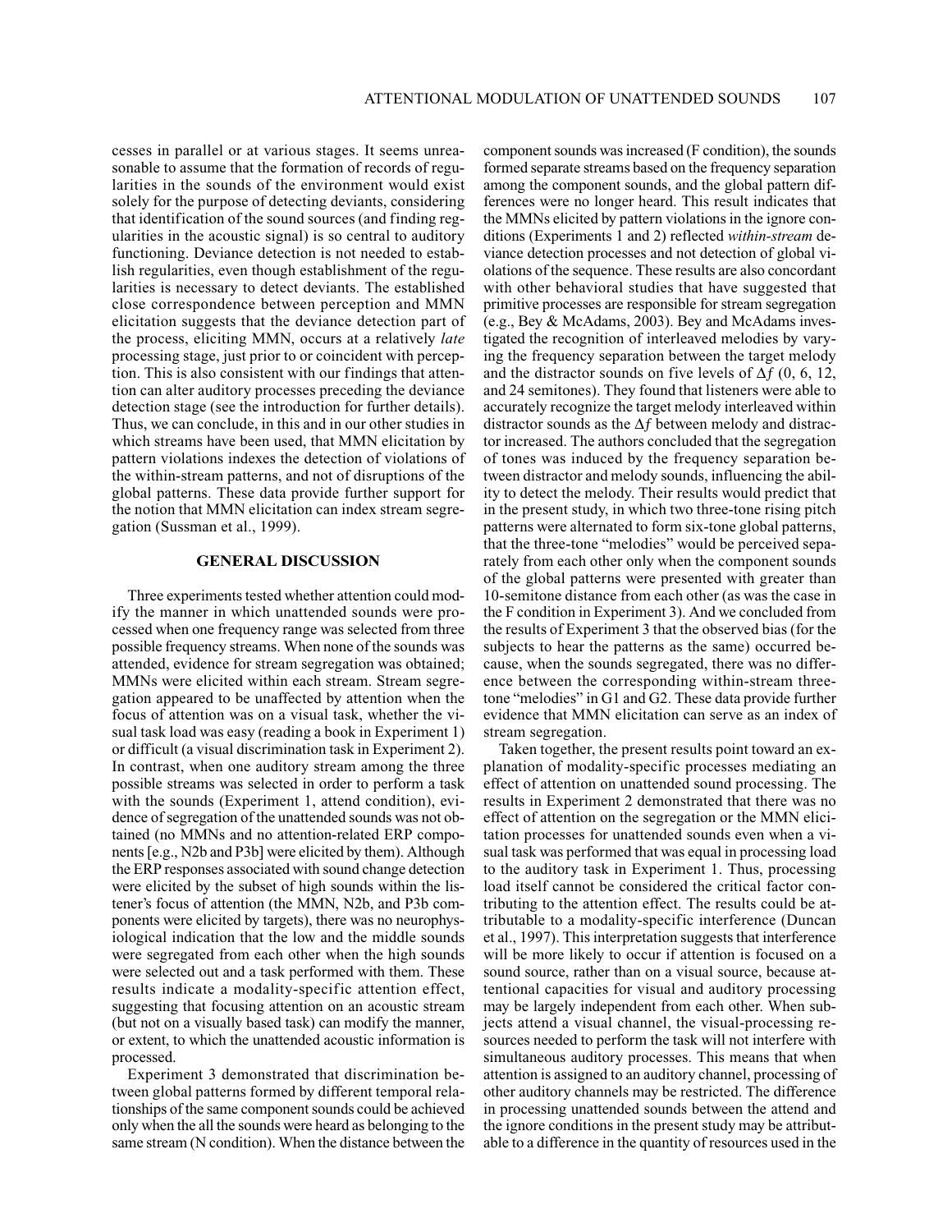cesses in parallel or at various stages. It seems unreasonable to assume that the formation of records of regularities in the sounds of the environment would exist solely for the purpose of detecting deviants, considering that identification of the sound sources (and finding regularities in the acoustic signal) is so central to auditory functioning. Deviance detection is not needed to establish regularities, even though establishment of the regularities is necessary to detect deviants. The established close correspondence between perception and MMN elicitation suggests that the deviance detection part of the process, eliciting MMN, occurs at a relatively *late* processing stage, just prior to or coincident with perception. This is also consistent with our findings that attention can alter auditory processes preceding the deviance detection stage (see the introduction for further details). Thus, we can conclude, in this and in our other studies in which streams have been used, that MMN elicitation by pattern violations indexes the detection of violations of the within-stream patterns, and not of disruptions of the global patterns. These data provide further support for the notion that MMN elicitation can index stream segregation (Sussman et al., 1999).

## GENERAL DISCUSSION

Three experiments tested whether attention could modify the manner in which unattended sounds were processed when one frequency range was selected from three possible frequency streams. When none of the sounds was attended, evidence for stream segregation was obtained; MMNs were elicited within each stream. Stream segregation appeared to be unaffected by attention when the focus of attention was on a visual task, whether the visual task load was easy (reading a book in Experiment 1) or difficult (a visual discrimination task in Experiment 2). In contrast, when one auditory stream among the three possible streams was selected in order to perform a task with the sounds (Experiment 1, attend condition), evidence of segregation of the unattended sounds was not obtained (no MMNs and no attention-related ERP components [e.g., N2b and P3b] were elicited by them). Although the ERP responses associated with sound change detection were elicited by the subset of high sounds within the listener's focus of attention (the MMN, N2b, and P3b components were elicited by targets), there was no neurophysiological indication that the low and the middle sounds were segregated from each other when the high sounds were selected out and a task performed with them. These results indicate a modality-specific attention effect, suggesting that focusing attention on an acoustic stream (but not on a visually based task) can modify the manner, or extent, to which the unattended acoustic information is processed.

Experiment 3 demonstrated that discrimination between global patterns formed by different temporal relationships of the same component sounds could be achieved only when the all the sounds were heard as belonging to the same stream (N condition). When the distance between the component sounds was increased (F condition), the sounds formed separate streams based on the frequency separation among the component sounds, and the global pattern differences were no longer heard. This result indicates that the MMNs elicited by pattern violations in the ignore conditions (Experiments 1 and 2) reflected *within-stream* deviance detection processes and not detection of global violations of the sequence. These results are also concordant with other behavioral studies that have suggested that primitive processes are responsible for stream segregation (e.g., Bey & McAdams, 2003). Bey and McAdams investigated the recognition of interleaved melodies by varying the frequency separation between the target melody and the distractor sounds on five levels of $\Delta f$ (0, 6, 12, and 24 semitones). They found that listeners were able to accurately recognize the target melody interleaved within distractor sounds as the $\Delta f$ between melody and distractor increased. The authors concluded that the segregation of tones was induced by the frequency separation between distractor and melody sounds, influencing the ability to detect the melody. Their results would predict that in the present study, in which two three-tone rising pitch patterns were alternated to form six-tone global patterns, that the three-tone "melodies" would be perceived separately from each other only when the component sounds of the global patterns were presented with greater than 10-semitone distance from each other (as was the case in the F condition in Experiment 3). And we concluded from the results of Experiment 3 that the observed bias (for the subjects to hear the patterns as the same) occurred because, when the sounds segregated, there was no difference between the corresponding within-stream three-tone "melodies" in G1 and G2. These data provide further evidence that MMN elicitation can serve as an index of stream segregation.

Taken together, the present results point toward an explanation of modality-specific processes mediating an effect of attention on unattended sound processing. The results in Experiment 2 demonstrated that there was no effect of attention on the segregation or the MMN elicitation processes for unattended sounds even when a visual task was performed that was equal in processing load to the auditory task in Experiment 1. Thus, processing load itself cannot be considered the critical factor contributing to the attention effect. The results could be attributable to a modality-specific interference (Duncan et al., 1997). This interpretation suggests that interference will be more likely to occur if attention is focused on a sound source, rather than on a visual source, because attentional capacities for visual and auditory processing may be largely independent from each other. When subjects attend a visual channel, the visual-processing resources needed to perform the task will not interfere with simultaneous auditory processes. This means that when attention is assigned to an auditory channel, processing of other auditory channels may be restricted. The difference in processing unattended sounds between the attend and the ignore conditions in the present study may be attributable to a difference in the quantity of resources used in the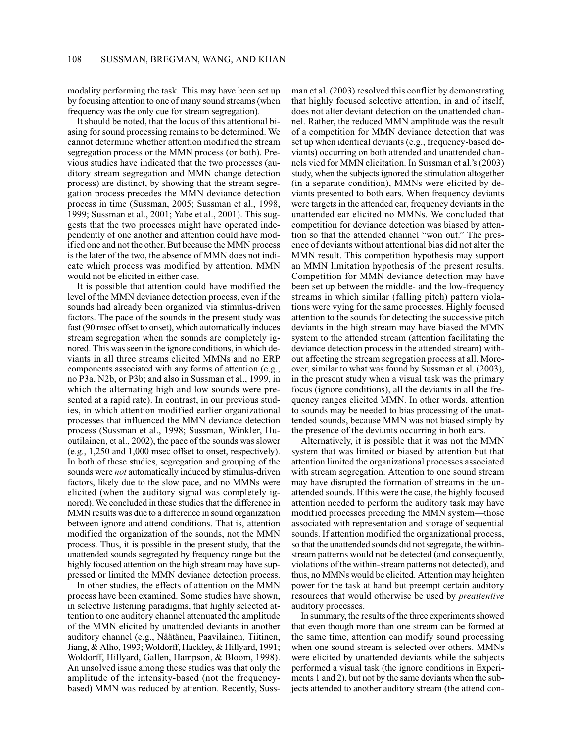modality performing the task. This may have been set up by focusing attention to one of many sound streams (when frequency was the only cue for stream segregation).

It should be noted, that the locus of this attentional biasing for sound processing remains to be determined. We cannot determine whether attention modified the stream segregation process or the MMN process (or both). Previous studies have indicated that the two processes (auditory stream segregation and MMN change detection process) are distinct, by showing that the stream segregation process precedes the MMN deviance detection process in time (Sussman, 2005; Sussman et al., 1998, 1999; Sussman et al., 2001; Yabe et al., 2001). This suggests that the two processes might have operated independently of one another and attention could have modified one and not the other. But because the MMN process is the later of the two, the absence of MMN does not indicate which process was modified by attention. MMN would not be elicited in either case.

It is possible that attention could have modified the level of the MMN deviance detection process, even if the sounds had already been organized via stimulus-driven factors. The pace of the sounds in the present study was fast (90 msec offset to onset), which automatically induces stream segregation when the sounds are completely ignored. This was seen in the ignore conditions, in which deviants in all three streams elicited MMNs and no ERP components associated with any forms of attention (e.g., no P3a, N2b, or P3b; and also in Sussman et al., 1999, in which the alternating high and low sounds were presented at a rapid rate). In contrast, in our previous studies, in which attention modified earlier organizational processes that influenced the MMN deviance detection process (Sussman et al., 1998; Sussman, Winkler, Huoutilainen, et al., 2002), the pace of the sounds was slower (e.g., 1,250 and 1,000 msec offset to onset, respectively). In both of these studies, segregation and grouping of the sounds were *not* automatically induced by stimulus-driven factors, likely due to the slow pace, and no MMNs were elicited (when the auditory signal was completely ignored). We concluded in these studies that the difference in MMN results was due to a difference in sound organization between ignore and attend conditions. That is, attention modified the organization of the sounds, not the MMN process. Thus, it is possible in the present study, that the unattended sounds segregated by frequency range but the highly focused attention on the high stream may have suppressed or limited the MMN deviance detection process.

In other studies, the effects of attention on the MMN process have been examined. Some studies have shown, in selective listening paradigms, that highly selected attention to one auditory channel attenuated the amplitude of the MMN elicited by unattended deviants in another auditory channel (e.g., Näätänen, Paavilainen, Tiitinen, Jiang, & Alho, 1993; Woldorff, Hackley, & Hillyard, 1991; Woldorff, Hillyard, Gallen, Hampson, & Bloom, 1998). An unsolved issue among these studies was that only the amplitude of the intensity-based (not the frequency-based) MMN was reduced by attention. Recently, Sussman et al. (2003) resolved this conflict by demonstrating that highly focused selective attention, in and of itself, does not alter deviant detection on the unattended channel. Rather, the reduced MMN amplitude was the result of a competition for MMN deviance detection that was set up when identical deviants (e.g., frequency-based deviants) occurring on both attended and unattended channels vied for MMN elicitation. In Sussman et al.'s (2003) study, when the subjects ignored the stimulation altogether (in a separate condition), MMNs were elicited by deviants presented to both ears. When frequency deviants were targets in the attended ear, frequency deviants in the unattended ear elicited no MMNs. We concluded that competition for deviance detection was biased by attention so that the attended channel "won out." The presence of deviants without attentional bias did not alter the MMN result. This competition hypothesis may support an MMN limitation hypothesis of the present results. Competition for MMN deviance detection may have been set up between the middle- and the low-frequency streams in which similar (falling pitch) pattern violations were vying for the same processes. Highly focused attention to the sounds for detecting the successive pitch deviants in the high stream may have biased the MMN system to the attended stream (attention facilitating the deviance detection process in the attended stream) without affecting the stream segregation process at all. Moreover, similar to what was found by Sussman et al. (2003), in the present study when a visual task was the primary focus (ignore conditions), all the deviants in all the frequency ranges elicited MMN. In other words, attention to sounds may be needed to bias processing of the unattended sounds, because MMN was not biased simply by the presence of the deviants occurring in both ears.

Alternatively, it is possible that it was not the MMN system that was limited or biased by attention but that attention limited the organizational processes associated with stream segregation. Attention to one sound stream may have disrupted the formation of streams in the unattended sounds. If this were the case, the highly focused attention needed to perform the auditory task may have modified processes preceding the MMN system—those associated with representation and storage of sequential sounds. If attention modified the organizational process, so that the unattended sounds did not segregate, the within-stream patterns would not be detected (and consequently, violations of the within-stream patterns not detected), and thus, no MMNs would be elicited. Attention may heighten power for the task at hand but preempt certain auditory resources that would otherwise be used by *preattentive* auditory processes.

In summary, the results of the three experiments showed that even though more than one stream can be formed at the same time, attention can modify sound processing when one sound stream is selected over others. MMNs were elicited by unattended deviants while the subjects performed a visual task (the ignore conditions in Experiments 1 and 2), but not by the same deviants when the subjects attended to another auditory stream (the attend con-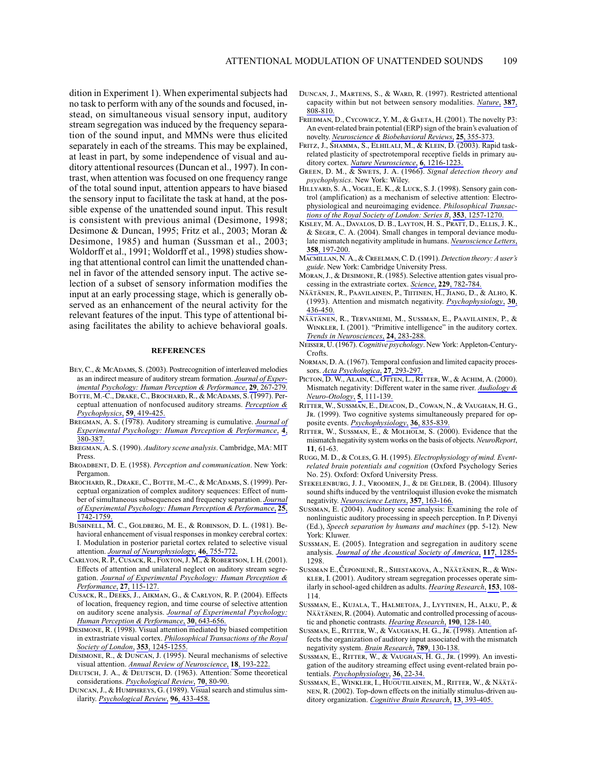dition in Experiment 1). When experimental subjects had no task to perform with any of the sounds and focused, instead, on simultaneous visual sensory input, auditory stream segregation was induced by the frequency separation of the sound input, and MMNs were thus elicited separately in each of the streams. This may be explained, at least in part, by some independence of visual and auditory attentional resources (Duncan et al., 1997). In contrast, when attention was focused on one frequency range of the total sound input, attention appears to have biased the sensory input to facilitate the task at hand, at the possible expense of the unattended sound input. This result is consistent with previous animal (Desimone, 1998; Desimone & Duncan, 1995; Fritz et al., 2003; Moran & Desimone, 1985) and human (Sussman et al., 2003; Woldorff et al., 1991; Woldorff et al., 1998) studies showing that attentional control can limit the unattended channel in favor of the attended sensory input. The active selection of a subset of sensory information modifies the input at an early processing stage, which is generally observed as an enhancement of the neural activity for the relevant features of the input. This type of attentional biasing facilitates the ability to achieve behavioral goals.

## REFERENCES

Bey, C., & McAdams, S. (2003). Postrecognition of interleaved melodies as an indirect measure of auditory stream formation. *Journal of Experimental Psychology: Human Perception & Performance*, **29**, 267-279.

Botte, M.-C., Drake, C., Brochard, R., & McAdams, S. (1997). Perceptual attenuation of nonfocused auditory streams. *Perception & Psychophysics*, **59**, 419-425.

Bregman, A. S. (1978). Auditory streaming is cumulative. *Journal of Experimental Psychology: Human Perception & Performance*, **4**, 380-387.

Bregman, A. S. (1990). *Auditory scene analysis*. Cambridge, MA: MIT Press.

Broadbent, D. E. (1958). *Perception and communication*. New York: Pergamon.

Brochard, R., Drake, C., Botte, M.-C., & McAdams, S. (1999). Perceptual organization of complex auditory sequences: Effect of number of simultaneous subsequences and frequency separation. *Journal of Experimental Psychology: Human Perception & Performance*, **25**, 1742-1759.

Bushnell, M. C., Goldberg, M. E., & Robinson, D. L. (1981). Behavioral enhancement of visual responses in monkey cerebral cortex: I. Modulation in posterior parietal cortex related to selective visual attention. *Journal of Neurophysiology*, **46**, 755-772.

Carlyon, R. P., Cusack, R., Foxton, J. M., & Robertson, I. H. (2001). Effects of attention and unilateral neglect on auditory stream segregation. *Journal of Experimental Psychology: Human Perception & Performance*, **27**, 115-127.

Cusack, R., Deeks, J., Aikman, G., & Carlyon, R. P. (2004). Effects of location, frequency region, and time course of selective attention on auditory scene analysis. *Journal of Experimental Psychology: Human Perception & Performance*, **30**, 643-656.

Desimone, R. (1998). Visual attention mediated by biased competition in extrastriate visual cortex. *Philosophical Transactions of the Royal Society of London*, **353**, 1245-1255.

Desimone, R., & Duncan, J. (1995). Neural mechanisms of selective visual attention. *Annual Review of Neuroscience*, **18**, 193-222.

Deutsch, J. A., & Deutsch, D. (1963). Attention: Some theoretical considerations. *Psychological Review*, **70**, 80-90.

Duncan, J., & Humphreys, G. (1989). Visual search and stimulus similarity. *Psychological Review*, **96**, 433-458.

Duncan, J., Martens, S., & Ward, R. (1997). Restricted attentional capacity within but not between sensory modalities. *Nature*, **387**, 808-810.

Friedman, D., Cycowicz, Y. M., & Gaeta, H. (2001). The novelty P3: An event-related brain potential (ERP) sign of the brain's evaluation of novelty. *Neuroscience & Biobehavioral Reviews*, **25**, 355-373.

Fritz, J., Shamma, S., Elhilali, M., & Klein, D. (2003). Rapid task-related plasticity of spectrotemporal receptive fields in primary auditory cortex. *Nature Neuroscience*, **6**, 1216-1223.

Green, D. M., & Swets, J. A. (1966). *Signal detection theory and psychophysics*. New York: Wiley.

Hillyard, S. A., Vogel, E. K., & Luck, S. J. (1998). Sensory gain control (amplification) as a mechanism of selective attention: Electrophysiological and neuroimaging evidence. *Philosophical Transactions of the Royal Society of London: Series B*, **353**, 1257-1270.

Kisley, M. A., Davalos, D. B., Layton, H. S., Pratt, D., Ellis, J. K., & Seger, C. A. (2004). Small changes in temporal deviance modulate mismatch negativity amplitude in humans. *Neuroscience Letters*, **358**, 197-200.

Macmillan, N. A., & Creelman, C. D. (1991). *Detection theory: A user's guide*. New York: Cambridge University Press.

Moran, J., & Desimone, R. (1985). Selective attention gates visual processing in the extrastriate cortex. *Science*, **229**, 782-784.

Näätänen, R., Paavilainen, P., Tiitinen, H., Jiang, D., & Alho, K. (1993). Attention and mismatch negativity. *Psychophysiology*, **30**, 436-450.

Näätänen, R., Tervaniemi, M., Sussman, E., Paavilainen, P., & Winkler, I. (2001). "Primitive intelligence" in the auditory cortex. *Trends in Neurosciences*, **24**, 283-288.

Neisser, U. (1967). *Cognitive psychology*. New York: Appleton-Century-Crofts.

Norman, D. A. (1967). Temporal confusion and limited capacity processors. *Acta Psychologica*, **27**, 293-297.

Picton, D. W., Alain, C., Otten, L., Ritter, W., & Achim, A. (2000). Mismatch negativity: Different water in the same river. *Audiology & Neuro-Otology*, **5**, 111-139.

Ritter, W., Sussman, E., Deacon, D., Cowan, N., & Vaughan, H. G., Jr. (1999). Two cognitive systems simultaneously prepared for opposite events. *Psychophysiology*, **36**, 835-839.

Ritter, W., Sussman, E., & Molholm, S. (2000). Evidence that the mismatch negativity system works on the basis of objects. *NeuroReport*, **11**, 61-63.

Rugg, M. D., & Coles, G. H. (1995). *Electrophysiology of mind. Event-related brain potentials and cognition* (Oxford Psychology Series No. 25). Oxford: Oxford University Press.

Stekelenburg, J. J., Vroomen, J., & de Gelder, B. (2004). Illusory sound shifts induced by the ventriloquist illusion evoke the mismatch negativity. *Neuroscience Letters*, **357**, 163-166.

Sussman, E. (2004). Auditory scene analysis: Examining the role of nonlinguistic auditory processing in speech perception. In P. Divenyi (Ed.), *Speech separation by humans and machines* (pp. 5-12). New York: Kluwer.

Sussman, E. (2005). Integration and segregation in auditory scene analysis. *Journal of the Acoustical Society of America*, **117**, 1285-1298.

Sussman E., Čeponienė, R., Shestakova, A., Näätänen, R., & Winkler, I. (2001). Auditory stream segregation processes operate similarly in school-aged children as adults. *Hearing Research*, **153**, 108-114.

Sussman, E., Kujala, T., Halmetoja, J., Lyytinen, H., Alku, P., & Näätänen, R. (2004). Automatic and controlled processing of acoustic and phonetic contrasts. *Hearing Research*, **190**, 128-140.

Sussman, E., Ritter, W., & Vaughan, H. G., Jr. (1998). Attention affects the organization of auditory input associated with the mismatch negativity system. *Brain Research*, **789**, 130-138.

Sussman, E., Ritter, W., & Vaughan, H. G., Jr. (1999). An investigation of the auditory streaming effect using event-related brain potentials. *Psychophysiology*, **36**, 22-34.

Sussman, E., Winkler, I., Huoutilainen, M., Ritter, W., & Näätänen, R. (2002). Top-down effects on the initially stimulus-driven auditory organization. *Cognitive Brain Research*, **13**, 393-405.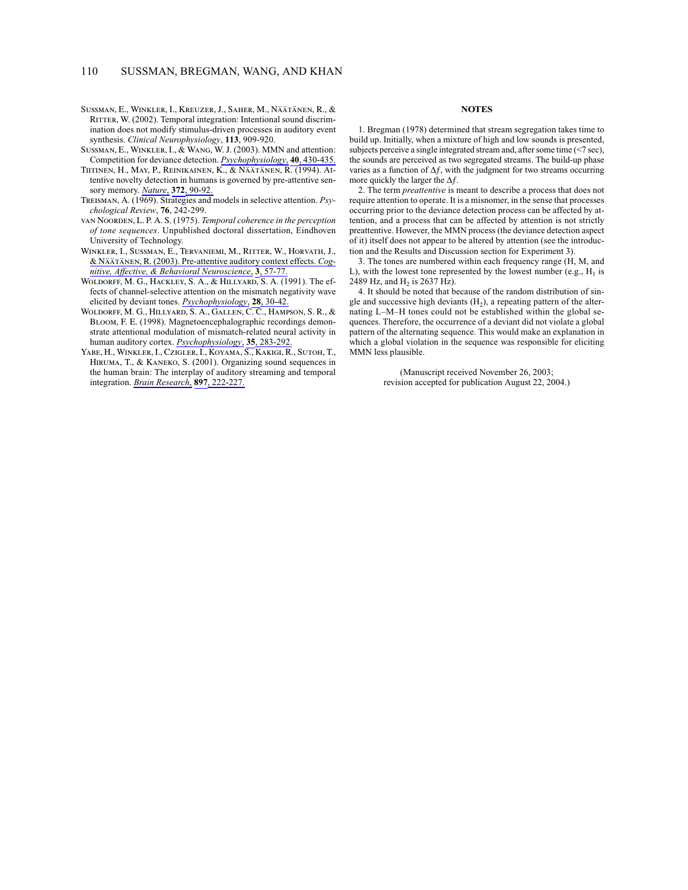Sussman, E., Winkler, I., Kreuzer, J., Saher, M., Näätänen, R., & Ritter, W. (2002). Temporal integration: Intentional sound discrimination does not modify stimulus-driven processes in auditory event synthesis. *Clinical Neurophysiology*, **113**, 909-920.

Sussman, E., Winkler, I., & Wang, W. J. (2003). MMN and attention: Competition for deviance detection. *Psychophysiology*, **40**, 430-435.

Tiitinen, H., May, P., Reinikainen, K., & Näätänen, R. (1994). Attentive novelty detection in humans is governed by pre-attentive sensory memory. *Nature*, **372**, 90-92.

Treisman, A. (1969). Strategies and models in selective attention. *Psychological Review*, **76**, 242-299.

van Noorden, L. P. A. S. (1975). *Temporal coherence in the perception of tone sequences*. Unpublished doctoral dissertation, Eindhoven University of Technology.

Winkler, I., Sussman, E., Tervaniemi, M., Ritter, W., Horvath, J., & Näätänen, R. (2003). Pre-attentive auditory context effects. *Cognitive, Affective, & Behavioral Neuroscience*, **3**, 57-77.

Woldorff, M. G., Hackley, S. A., & Hillyard, S. A. (1991). The effects of channel-selective attention on the mismatch negativity wave elicited by deviant tones. *Psychophysiology*, **28**, 30-42.

Woldorff, M. G., Hillyard, S. A., Gallen, C. C., Hampson, S. R., & Bloom, F. E. (1998). Magnetoencephalographic recordings demonstrate attentional modulation of mismatch-related neural activity in human auditory cortex. *Psychophysiology*, **35**, 283-292.

Yabe, H., Winkler, I., Czigler, I., Koyama, S., Kakigi, R., Sutoh, T., Hiruma, T., & Kaneko, S. (2001). Organizing sound sequences in the human brain: The interplay of auditory streaming and temporal integration. *Brain Research*, **897**, 222-227.

## NOTES

1. Bregman (1978) determined that stream segregation takes time to build up. Initially, when a mixture of high and low sounds is presented, subjects perceive a single integrated stream and, after some time (<7 sec), the sounds are perceived as two segregated streams. The build-up phase varies as a function of $\Delta f$, with the judgment for two streams occurring more quickly the larger the $\Delta f$.

2. The term *preattentive* is meant to describe a process that does not require attention to operate. It is a misnomer, in the sense that processes occurring prior to the deviance detection process can be affected by attention, and a process that can be affected by attention is not strictly preattentive. However, the MMN process (the deviance detection aspect of it) itself does not appear to be altered by attention (see the introduction and the Results and Discussion section for Experiment 3).

3. The tones are numbered within each frequency range (H, M, and L), with the lowest tone represented by the lowest number (e.g., $H_1$ is 2489 Hz, and $H_2$ is 2637 Hz).

4. It should be noted that because of the random distribution of single and successive high deviants ($H_2$), a repeating pattern of the alternating L–M–H tones could not be established within the global sequences. Therefore, the occurrence of a deviant did not violate a global pattern of the alternating sequence. This would make an explanation in which a global violation in the sequence was responsible for eliciting MMN less plausible.

(Manuscript received November 26, 2003;
revision accepted for publication August 22, 2004.)